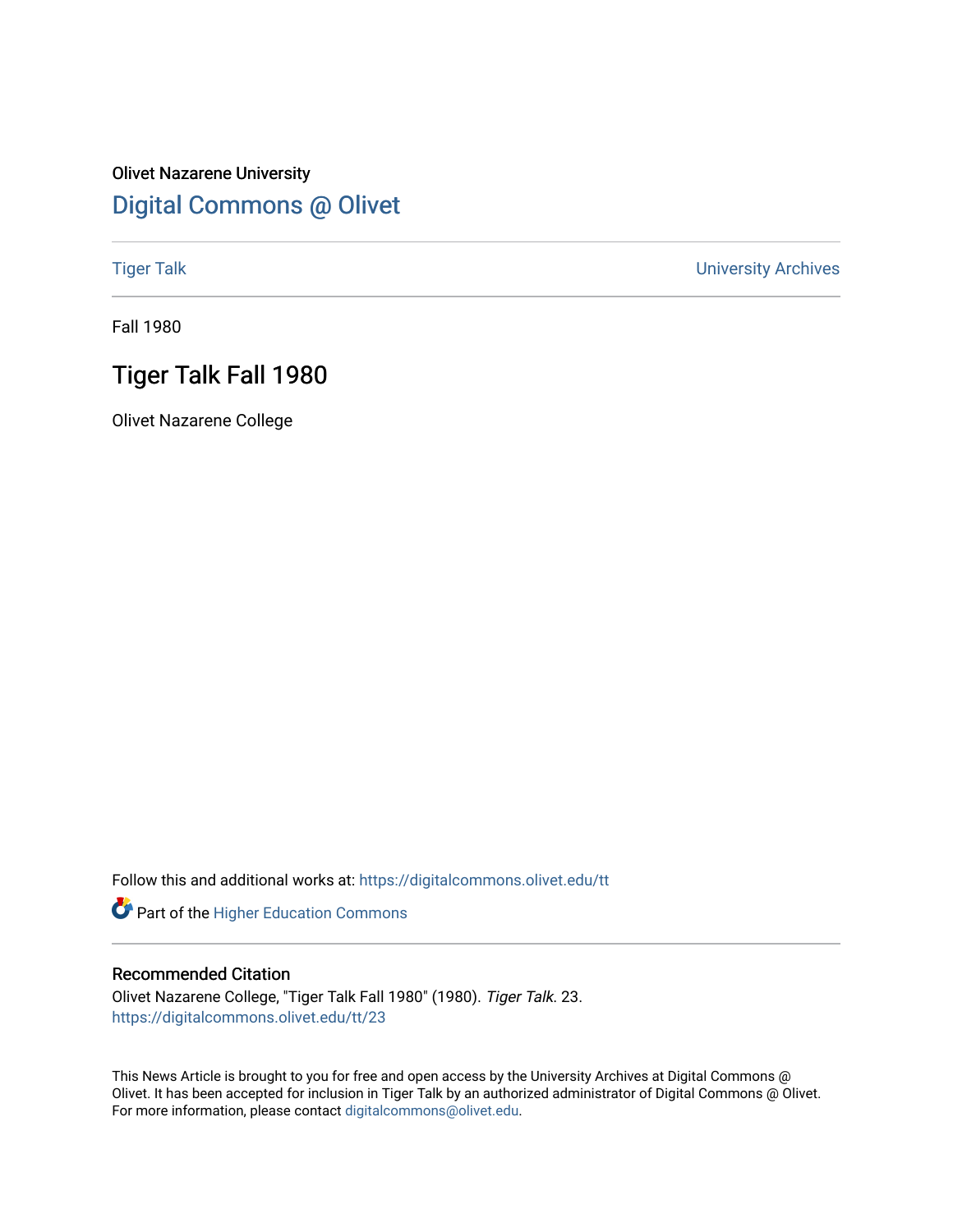Olivet Nazarene University

## Digital Commons @ Olivet

Tiger Talk | University Archives

Fall 1980

# Tiger Talk Fall 1980

Olivet Nazarene College

Follow this and additional works at: https://digitalcommons.olivet.edu/tt

Part of the Higher Education Commons

### Recommended Citation

Olivet Nazarene College, "Tiger Talk Fall 1980" (1980). *Tiger Talk*. 23.
https://digitalcommons.olivet.edu/tt/23

This News Article is brought to you for free and open access by the University Archives at Digital Commons @ Olivet. It has been accepted for inclusion in Tiger Talk by an authorized administrator of Digital Commons @ Olivet. For more information, please contact digitalcommons@olivet.edu.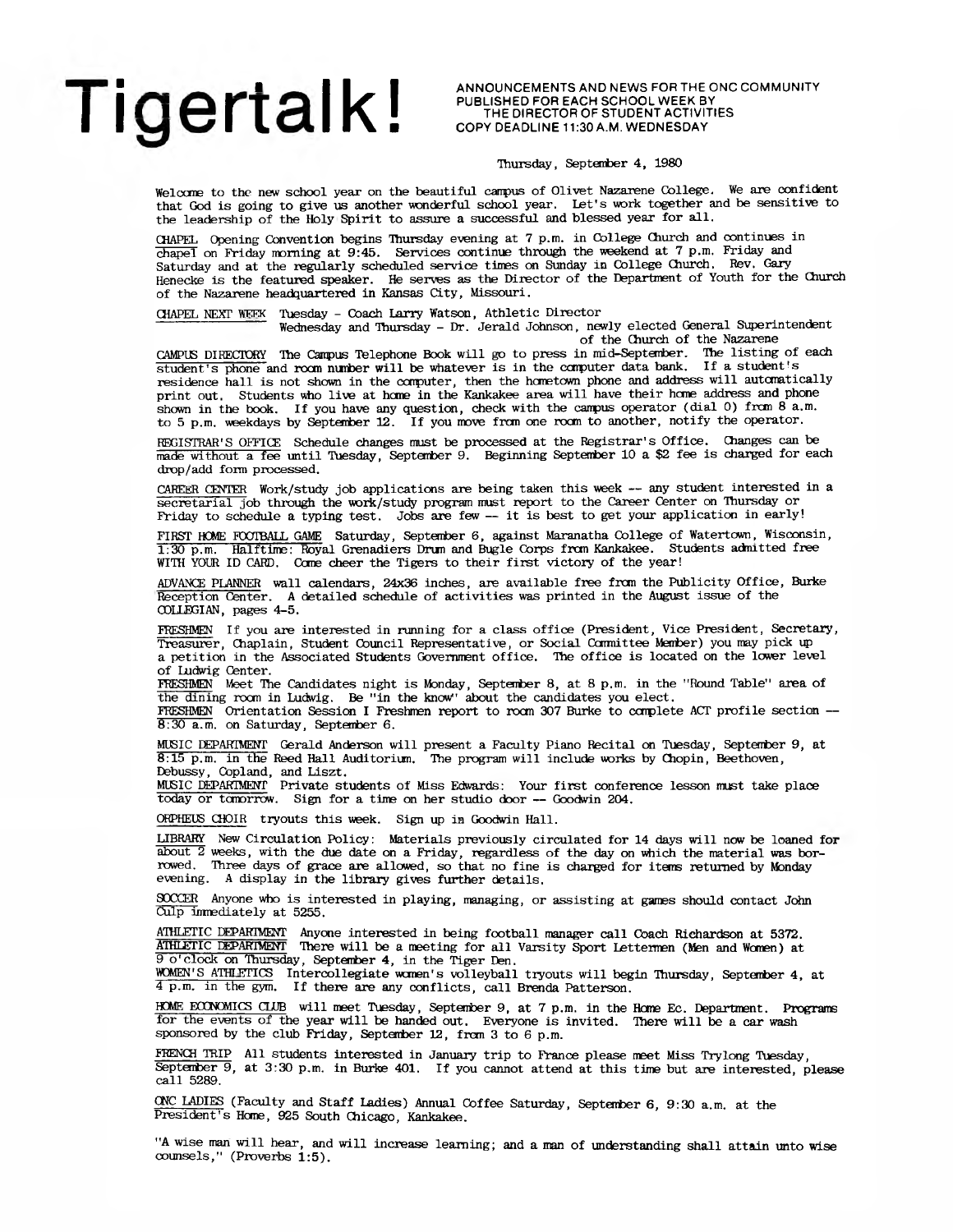# Tigertalk!

ANNOUNCEMENTS AND NEWS FOR THE ONC COMMUNITY
PUBLISHED FOR EACH SCHOOL WEEK BY
THE DIRECTOR OF STUDENT ACTIVITIES
COPY DEADLINE 11:30 A.M. WEDNESDAY

Thursday, September 4, 1980

Welcome to the new school year on the beautiful campus of Olivet Nazarene College. We are confident that God is going to give us another wonderful school year. Let's work together and be sensitive to the leadership of the Holy Spirit to assure a successful and blessed year for all.

CHAPEL Opening Convention begins Thursday evening at 7 p.m. in College Church and continues in chapel on Friday morning at 9:45. Services continue through the weekend at 7 p.m. Friday and Saturday and at the regularly scheduled service times on Sunday in College Church. Rev. Gary Henecke is the featured speaker. He serves as the Director of the Department of Youth for the Church of the Nazarene headquartered in Kansas City, Missouri.

CHAPEL NEXT WEEK Tuesday - Coach Larry Watson, Athletic Director
Wednesday and Thursday - Dr. Jerald Johnson, newly elected General Superintendent of the Church of the Nazarene

CAMPUS DIRECTORY The Campus Telephone Book will go to press in mid-September. The listing of each student's phone and room number will be whatever is in the computer data bank. If a student's residence hall is not shown in the computer, then the hometown phone and address will automatically print out. Students who live at home in the Kankakee area will have their home address and phone shown in the book. If you have any question, check with the campus operator (dial 0) from 8 a.m. to 5 p.m. weekdays by September 12. If you move from one room to another, notify the operator.

REGISTRAR'S OFFICE Schedule changes must be processed at the Registrar's Office. Changes can be made without a fee until Tuesday, September 9. Beginning September 10 a $2 fee is charged for each drop/add form processed.

CAREER CENTER Work/study job applications are being taken this week -- any student interested in a secretarial job through the work/study program must report to the Career Center on Thursday or Friday to schedule a typing test. Jobs are few -- it is best to get your application in early!

FIRST HOME FOOTBALL GAME Saturday, September 6, against Maranatha College of Watertown, Wisconsin, 1:30 p.m. Halftime: Royal Grenadiers Drum and Bugle Corps from Kankakee. Students admitted free WITH YOUR ID CARD. Come cheer the Tigers to their first victory of the year!

ADVANCE PLANNER wall calendars, 24x36 inches, are available free from the Publicity Office, Burke Reception Center. A detailed schedule of activities was printed in the August issue of the COLLEGIAN, pages 4-5.

FRESHMEN If you are interested in running for a class office (President, Vice President, Secretary, Treasurer, Chaplain, Student Council Representative, or Social Committee Member) you may pick up a petition in the Associated Students Government office. The office is located on the lower level of Ludwig Center.

FRESHMEN Meet The Candidates night is Monday, September 8, at 8 p.m. in the "Round Table" area of the dining room in Ludwig. Be "in the know" about the candidates you elect.

FRESHMEN Orientation Session I Freshmen report to room 307 Burke to complete ACT profile section -- 8:30 a.m. on Saturday, September 6.

MUSIC DEPARTMENT Gerald Anderson will present a Faculty Piano Recital on Tuesday, September 9, at 8:15 p.m. in the Reed Hall Auditorium. The program will include works by Chopin, Beethoven, Debussy, Copland, and Liszt.

MUSIC DEPARTMENT Private students of Miss Edwards: Your first conference lesson must take place today or tomorrow. Sign for a time on her studio door -- Goodwin 204.

ORPHEUS CHOIR tryouts this week. Sign up in Goodwin Hall.

LIBRARY New Circulation Policy: Materials previously circulated for 14 days will now be loaned for about 2 weeks, with the due date on a Friday, regardless of the day on which the material was borrowed. Three days of grace are allowed, so that no fine is charged for items returned by Monday evening. A display in the library gives further details.

SOCCER Anyone who is interested in playing, managing, or assisting at games should contact John Culp immediately at 5255.

ATHLETIC DEPARTMENT Anyone interested in being football manager call Coach Richardson at 5372.

ATHLETIC DEPARTMENT There will be a meeting for all Varsity Sport Lettermen (Men and Women) at 9 o'clock on Thursday, September 4, in the Tiger Den.

WOMEN'S ATHLETICS Intercollegiate women's volleyball tryouts will begin Thursday, September 4, at 4 p.m. in the gym. If there are any conflicts, call Brenda Patterson.

HOME ECONOMICS CLUB will meet Tuesday, September 9, at 7 p.m. in the Home Ec. Department. Programs for the events of the year will be handed out. Everyone is invited. There will be a car wash sponsored by the club Friday, September 12, from 3 to 6 p.m.

FRENCH TRIP All students interested in January trip to France please meet Miss Trylong Tuesday, September 9, at 3:30 p.m. in Burke 401. If you cannot attend at this time but are interested, please call 5289.

ONC LADIES (Faculty and Staff Ladies) Annual Coffee Saturday, September 6, 9:30 a.m. at the President's Home, 925 South Chicago, Kankakee.

"A wise man will hear, and will increase learning; and a man of understanding shall attain unto wise counsels," (Proverbs 1:5).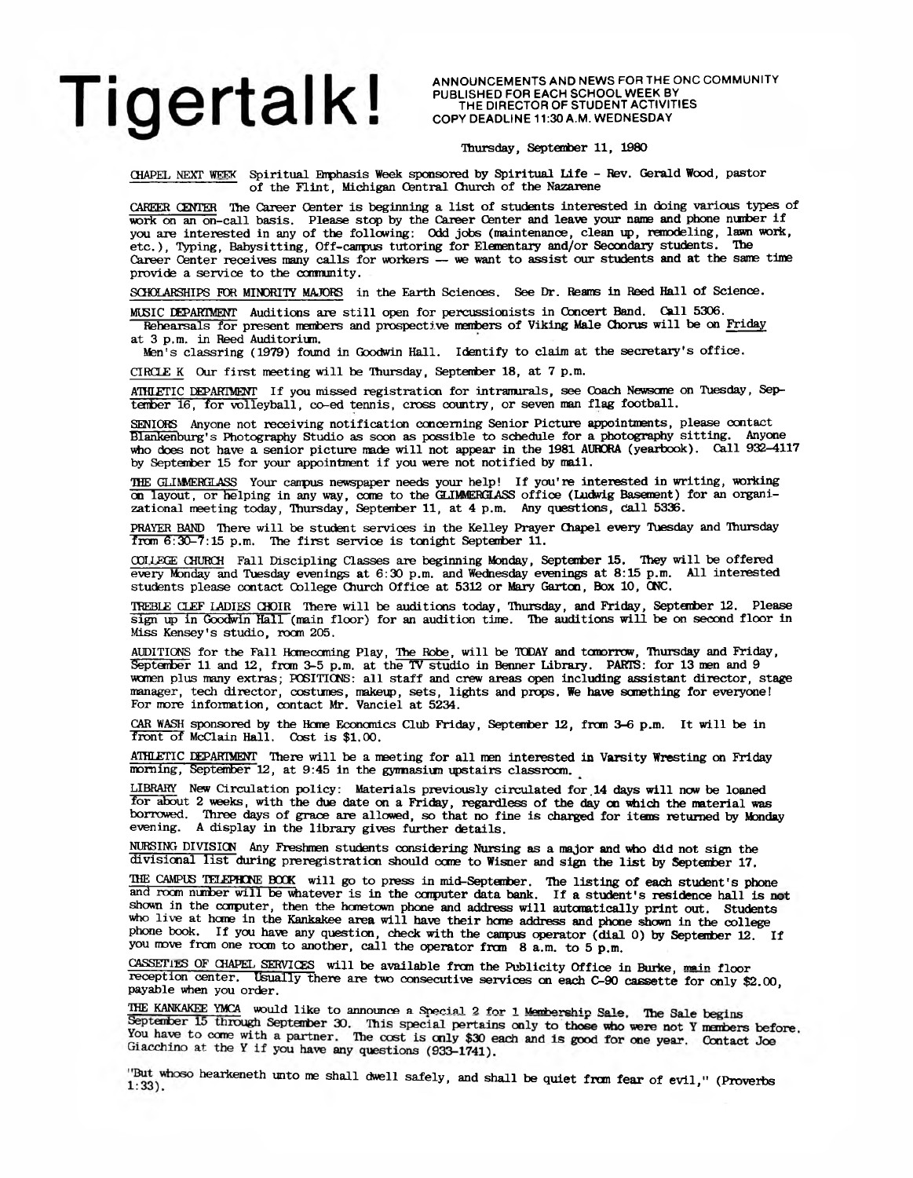# Tigertalk!

ANNOUNCEMENTS AND NEWS FOR THE ONC COMMUNITY
PUBLISHED FOR EACH SCHOOL WEEK BY
THE DIRECTOR OF STUDENT ACTIVITIES
COPY DEADLINE 11:30 A.M. WEDNESDAY

Thursday, September 11, 1980

CHAPEL NEXT WEEK Spiritual Emphasis Week sponsored by Spiritual Life - Rev. Gerald Wood, pastor of the Flint, Michigan Central Church of the Nazarene

CAREER CENTER The Career Center is beginning a list of students interested in doing various types of work on an on-call basis. Please stop by the Career Center and leave your name and phone number if you are interested in any of the following: Odd jobs (maintenance, clean up, remodeling, lawn work, etc.), Typing, Babysitting, Off-campus tutoring for Elementary and/or Secondary students. The Career Center receives many calls for workers — we want to assist our students and at the same time provide a service to the community.

SCHOLARSHIPS FOR MINORITY MAJORS in the Earth Sciences. See Dr. Reams in Reed Hall of Science.

MUSIC DEPARTMENT Auditions are still open for percussionists in Concert Band. Call 5306.
Rehearsals for present members and prospective members of Viking Male Chorus will be on Friday at 3 p.m. in Reed Auditorium.
Men's classring (1979) found in Goodwin Hall. Identify to claim at the secretary's office.

CIRCLE K Our first meeting will be Thursday, September 18, at 7 p.m.

ATHLETIC DEPARTMENT If you missed registration for intramurals, see Coach Newsome on Tuesday, September 16, for volleyball, co-ed tennis, cross country, or seven man flag football.

SENIORS Anyone not receiving notification concerning Senior Picture appointments, please contact Blankenburg's Photography Studio as soon as possible to schedule for a photography sitting. Anyone who does not have a senior picture made will not appear in the 1981 AURORA (yearbook). Call 932-4117 by September 15 for your appointment if you were not notified by mail.

THE GLIMMERGLASS Your campus newspaper needs your help! If you're interested in writing, working on layout, or helping in any way, come to the GLIMMERGLASS office (Ludwig Basement) for an organizational meeting today, Thursday, September 11, at 4 p.m. Any questions, call 5336.

PRAYER BAND There will be student services in the Kelley Prayer Chapel every Tuesday and Thursday from 6:30-7:15 p.m. The first service is tonight September 11.

COLLEGE CHURCH Fall Discipling Classes are beginning Monday, September 15. They will be offered every Monday and Tuesday evenings at 6:30 p.m. and Wednesday evenings at 8:15 p.m. All interested students please contact College Church Office at 5312 or Mary Garton, Box 10, ONC.

TREBLE CLEF LADIES CHOIR There will be auditions today, Thursday, and Friday, September 12. Please sign up in Goodwin Hall (main floor) for an audition time. The auditions will be on second floor in Miss Kensey's studio, room 205.

AUDITIONS for the Fall Homecoming Play, The Robe, will be TODAY and tomorrow, Thursday and Friday, September 11 and 12, from 3-5 p.m. at the TV studio in Benner Library. PARTS: for 13 men and 9 women plus many extras; POSITIONS: all staff and crew areas open including assistant director, stage manager, tech director, costumes, makeup, sets, lights and props. We have something for everyone! For more information, contact Mr. Vanciel at 5234.

CAR WASH sponsored by the Home Economics Club Friday, September 12, from 3-6 p.m. It will be in front of McClain Hall. Cost is $1.00.

ATHLETIC DEPARTMENT There will be a meeting for all men interested in Varsity Wresting on Friday morning, September 12, at 9:45 in the gymnasium upstairs classroom.

LIBRARY New Circulation policy: Materials previously circulated for 14 days will now be loaned for about 2 weeks, with the due date on a Friday, regardless of the day on which the material was borrowed. Three days of grace are allowed, so that no fine is charged for items returned by Monday evening. A display in the library gives further details.

NURSING DIVISION Any Freshmen students considering Nursing as a major and who did not sign the divisional list during preregistration should come to Wisner and sign the list by September 17.

THE CAMPUS TELEPHONE BOOK will go to press in mid-September. The listing of each student's phone and room number will be whatever is in the computer data bank. If a student's residence hall is not shown in the computer, then the hometown phone and address will automatically print out. Students who live at home in the Kankakee area will have their home address and phone shown in the college phone book. If you have any question, check with the campus operator (dial 0) by September 12. If you move from one room to another, call the operator from 8 a.m. to 5 p.m.

CASSETTES OF CHAPEL SERVICES will be available from the Publicity Office in Burke, main floor reception center. Usually there are two consecutive services on each C-90 cassette for only $2.00, payable when you order.

THE KANKAKEE YMCA would like to announce a Special 2 for 1 Membership Sale. The Sale begins September 15 through September 30. This special pertains only to those who were not Y members before. You have to come with a partner. The cost is only $30 each and is good for one year. Contact Joe Giacchino at the Y if you have any questions (933-1741).

"But whoso hearkeneth unto me shall dwell safely, and shall be quiet from fear of evil," (Proverbs 1:33).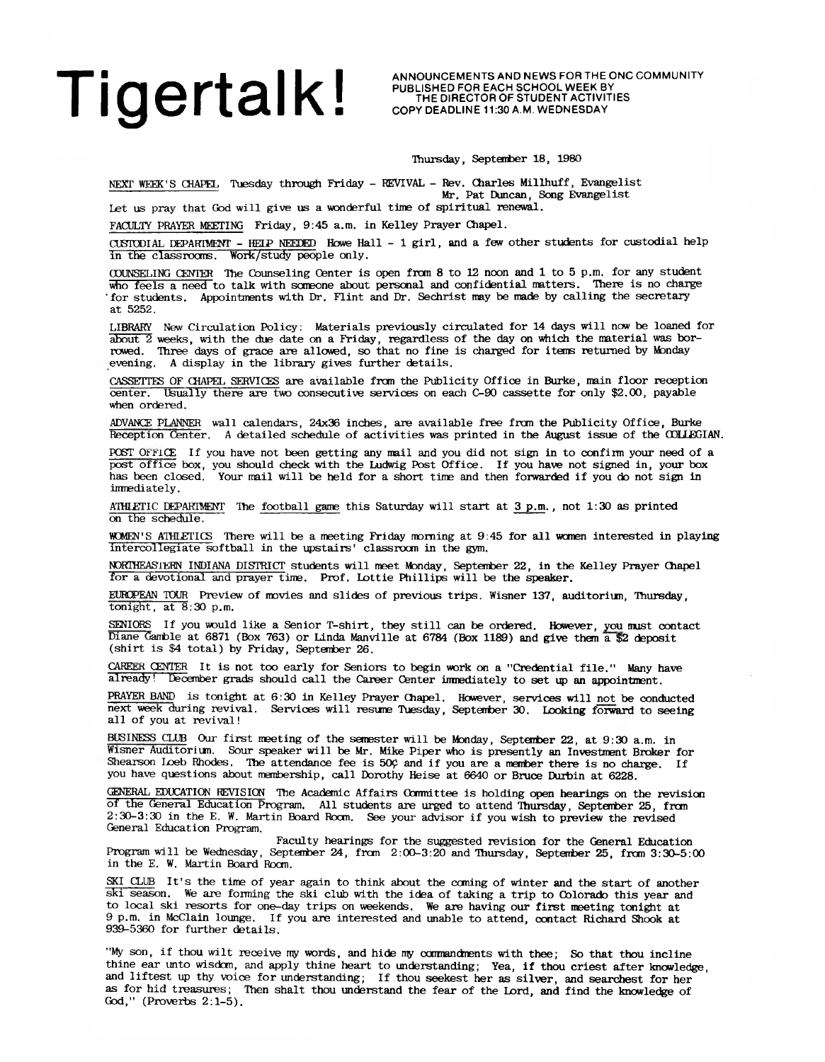# Tigertalk!

ANNOUNCEMENTS AND NEWS FOR THE ONC COMMUNITY
PUBLISHED FOR EACH SCHOOL WEEK BY
THE DIRECTOR OF STUDENT ACTIVITIES
COPY DEADLINE 11:30 A.M. WEDNESDAY

Thursday, September 18, 1980

NEXT WEEK'S CHAPEL Tuesday through Friday - REVIVAL - Rev. Charles Millhuff, Evangelist
Mr. Pat Duncan, Song Evangelist

Let us pray that God will give us a wonderful time of spiritual renewal.

FACULTY PRAYER MEETING Friday, 9:45 a.m. in Kelley Prayer Chapel.

CUSTODIAL DEPARTMENT - HELP NEEDED Howe Hall - 1 girl, and a few other students for custodial help in the classrooms. Work/study people only.

COUNSELING CENTER The Counseling Center is open from 8 to 12 noon and 1 to 5 p.m. for any student who feels a need to talk with someone about personal and confidential matters. There is no charge for students. Appointments with Dr. Flint and Dr. Sechrist may be made by calling the secretary at 5252.

LIBRARY New Circulation Policy: Materials previously circulated for 14 days will now be loaned for about 2 weeks, with the due date on a Friday, regardless of the day on which the material was borrowed. Three days of grace are allowed, so that no fine is charged for items returned by Monday evening. A display in the library gives further details.

CASSETTES OF CHAPEL SERVICES are available from the Publicity Office in Burke, main floor reception center. Usually there are two consecutive services on each C-90 cassette for only $2.00, payable when ordered.

ADVANCE PLANNER wall calendars, 24x36 inches, are available free from the Publicity Office, Burke Reception Center. A detailed schedule of activities was printed in the August issue of the COLLEGIAN.

POST OFFICE If you have not been getting any mail and you did not sign in to confirm your need of a post office box, you should check with the Ludwig Post Office. If you have not signed in, your box has been closed. Your mail will be held for a short time and then forwarded if you do not sign in immediately.

ATHLETIC DEPARTMENT The football game this Saturday will start at 3 p.m., not 1:30 as printed on the schedule.

WOMEN'S ATHLETICS There will be a meeting Friday morning at 9:45 for all women interested in playing intercollegiate softball in the upstairs' classroom in the gym.

NORTHEASTERN INDIANA DISTRICT students will meet Monday, September 22, in the Kelley Prayer Chapel for a devotional and prayer time. Prof. Lottie Phillips will be the speaker.

EUROPEAN TOUR Preview of movies and slides of previous trips. Wisner 137, auditorium, Thursday, tonight, at 8:30 p.m.

SENIORS If you would like a Senior T-shirt, they still can be ordered. However, you must contact Diane Gamble at 6871 (Box 763) or Linda Manville at 6784 (Box 1189) and give them a $2 deposit (shirt is $4 total) by Friday, September 26.

CAREER CENTER It is not too early for Seniors to begin work on a "Credential file." Many have already! December grads should call the Career Center immediately to set up an appointment.

PRAYER BAND is tonight at 6:30 in Kelley Prayer Chapel. However, services will not be conducted next week during revival. Services will resume Tuesday, September 30. Looking forward to seeing all of you at revival!

BUSINESS CLUB Our first meeting of the semester will be Monday, September 22, at 9:30 a.m. in Wisner Auditorium. Sour speaker will be Mr. Mike Piper who is presently an Investment Broker for Shearson Loeb Rhodes. The attendance fee is 50¢ and if you are a member there is no charge. If you have questions about membership, call Dorothy Heise at 6640 or Bruce Durbin at 6228.

GENERAL EDUCATION REVISION The Academic Affairs Committee is holding open hearings on the revision of the General Education Program. All students are urged to attend Thursday, September 25, from 2:30-3:30 in the E. W. Martin Board Room. See your advisor if you wish to preview the revised General Education Program.

Faculty hearings for the suggested revision for the General Education Program will be Wednesday, September 24, from 2:00-3:20 and Thursday, September 25, from 3:30-5:00 in the E. W. Martin Board Room.

SKI CLUB It's the time of year again to think about the coming of winter and the start of another ski season. We are forming the ski club with the idea of taking a trip to Colorado this year and to local ski resorts for one-day trips on weekends. We are having our first meeting tonight at 9 p.m. in McClain lounge. If you are interested and unable to attend, contact Richard Shook at 939-5360 for further details.

"My son, if thou wilt receive my words, and hide my commandments with thee; So that thou incline thine ear unto wisdom, and apply thine heart to understanding; Yea, if thou criest after knowledge, and liftest up thy voice for understanding; If thou seekest her as silver, and searchest for her as for hid treasures; Then shalt thou understand the fear of the Lord, and find the knowledge of God," (Proverbs 2:1-5).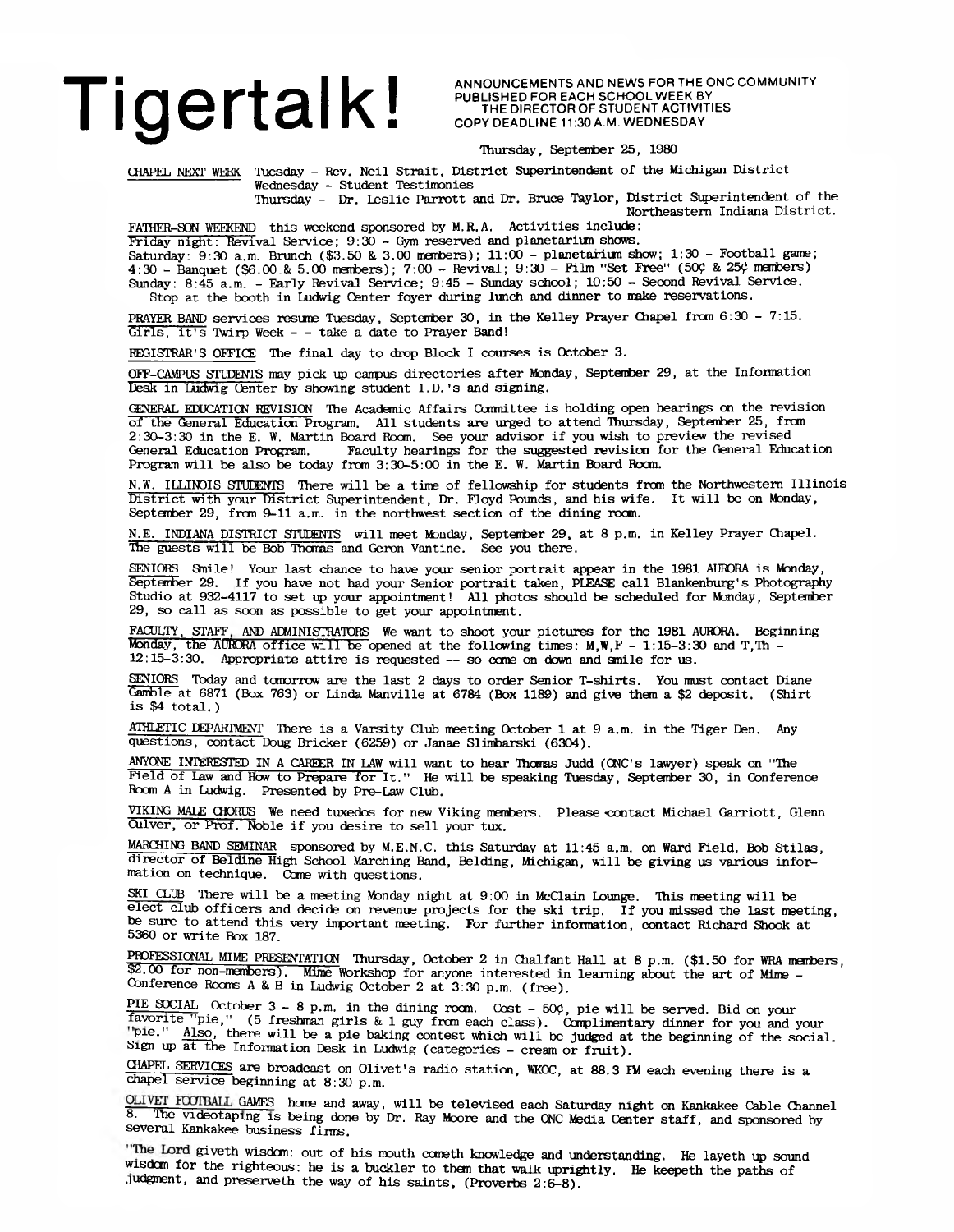# Tigertalk!

ANNOUNCEMENTS AND NEWS FOR THE ONC COMMUNITY
PUBLISHED FOR EACH SCHOOL WEEK BY
THE DIRECTOR OF STUDENT ACTIVITIES
COPY DEADLINE 11:30 A.M. WEDNESDAY

Thursday, September 25, 1980

CHAPEL NEXT WEEK Tuesday - Rev. Neil Strait, District Superintendent of the Michigan District
Wednesday - Student Testimonies
Thursday - Dr. Leslie Parrott and Dr. Bruce Taylor, District Superintendent of the Northeastern Indiana District.

FATHER-SON WEEKEND this weekend sponsored by M.R.A. Activities include:
Friday night: Revival Service; 9:30 - Gym reserved and planetarium shows.
Saturday: 9:30 a.m. Brunch ($3.50 & 3.00 members); 11:00 - planetarium show; 1:30 - Football game; 4:30 - Banquet ($6.00 & 5.00 members); 7:00 - Revival; 9:30 - Film "Set Free" (50¢ & 25¢ members)
Sunday: 8:45 a.m. - Early Revival Service; 9:45 - Sunday school; 10:50 - Second Revival Service.
Stop at the booth in Ludwig Center foyer during lunch and dinner to make reservations.

PRAYER BAND services resume Tuesday, September 30, in the Kelley Prayer Chapel from 6:30 - 7:15. Girls, it's Twirp Week - - take a date to Prayer Band!

REGISTRAR'S OFFICE The final day to drop Block I courses is October 3.

OFF-CAMPUS STUDENTS may pick up campus directories after Monday, September 29, at the Information Desk in Ludwig Center by showing student I.D.'s and signing.

GENERAL EDUCATION REVISION The Academic Affairs Committee is holding open hearings on the revision of the General Education Program. All students are urged to attend Thursday, September 25, from 2:30-3:30 in the E. W. Martin Board Room. See your advisor if you wish to preview the revised General Education Program. Faculty hearings for the suggested revision for the General Education Program will be also be today from 3:30-5:00 in the E. W. Martin Board Room.

N.W. ILLINOIS STUDENTS There will be a time of fellowship for students from the Northwestern Illinois District with your District Superintendent, Dr. Floyd Pounds, and his wife. It will be on Monday, September 29, from 9-11 a.m. in the northwest section of the dining room.

N.E. INDIANA DISTRICT STUDENTS will meet Monday, September 29, at 8 p.m. in Kelley Prayer Chapel. The guests will be Bob Thomas and Geron Vantine. See you there.

SENIORS Smile! Your last chance to have your senior portrait appear in the 1981 AURORA is Monday, September 29. If you have not had your Senior portrait taken, PLEASE call Blankenburg's Photography Studio at 932-4117 to set up your appointment! All photos should be scheduled for Monday, September 29, so call as soon as possible to get your appointment.

FACULTY, STAFF, AND ADMINISTRATORS We want to shoot your pictures for the 1981 AURORA. Beginning Monday, the AURORA office will be opened at the following times: M,W,F - 1:15-3:30 and T,Th - 12:15-3:30. Appropriate attire is requested -- so come on down and smile for us.

SENIORS Today and tomorrow are the last 2 days to order Senior T-shirts. You must contact Diane Gamble at 6871 (Box 763) or Linda Manville at 6784 (Box 1189) and give them a $2 deposit. (Shirt is $4 total.)

ATHLETIC DEPARTMENT There is a Varsity Club meeting October 1 at 9 a.m. in the Tiger Den. Any questions, contact Doug Bricker (6259) or Janae Slimbarski (6304).

ANYONE INTERESTED IN A CAREER IN LAW will want to hear Thomas Judd (ONC's lawyer) speak on "The Field of Law and How to Prepare for It." He will be speaking Tuesday, September 30, in Conference Room A in Ludwig. Presented by Pre-Law Club.

VIKING MALE CHORUS We need tuxedos for new Viking members. Please contact Michael Garriott, Glenn Culver, or Prof. Noble if you desire to sell your tux.

MARCHING BAND SEMINAR sponsored by M.E.N.C. this Saturday at 11:45 a.m. on Ward Field. Bob Stilas, director of Beldine High School Marching Band, Belding, Michigan, will be giving us various information on technique. Come with questions.

SKI CLUB There will be a meeting Monday night at 9:00 in McClain Lounge. This meeting will be elect club officers and decide on revenue projects for the ski trip. If you missed the last meeting, be sure to attend this very important meeting. For further information, contact Richard Shook at 5360 or write Box 187.

PROFESSIONAL MIME PRESENTATION Thursday, October 2 in Chalfant Hall at 8 p.m. ($1.50 for WRA members, $2.00 for non-members). Mime Workshop for anyone interested in learning about the art of Mime - Conference Rooms A & B in Ludwig October 2 at 3:30 p.m. (free).

PIE SOCIAL October 3 - 8 p.m. in the dining room. Cost - 50¢, pie will be served. Bid on your favorite "pie," (5 freshman girls & 1 guy from each class). Complimentary dinner for you and your "pie." Also, there will be a pie baking contest which will be judged at the beginning of the social. Sign up at the Information Desk in Ludwig (categories - cream or fruit).

CHAPEL SERVICES are broadcast on Olivet's radio station, WKOC, at 88.3 FM each evening there is a chapel service beginning at 8:30 p.m.

OLIVET FOOTBALL GAMES home and away, will be televised each Saturday night on Kankakee Cable Channel 8. The videotaping is being done by Dr. Ray Moore and the ONC Media Center staff, and sponsored by several Kankakee business firms.

"The Lord giveth wisdom: out of his mouth cometh knowledge and understanding. He layeth up sound wisdom for the righteous: he is a buckler to them that walk uprightly. He keepeth the paths of judgment, and preserveth the way of his saints, (Proverbs 2:6-8).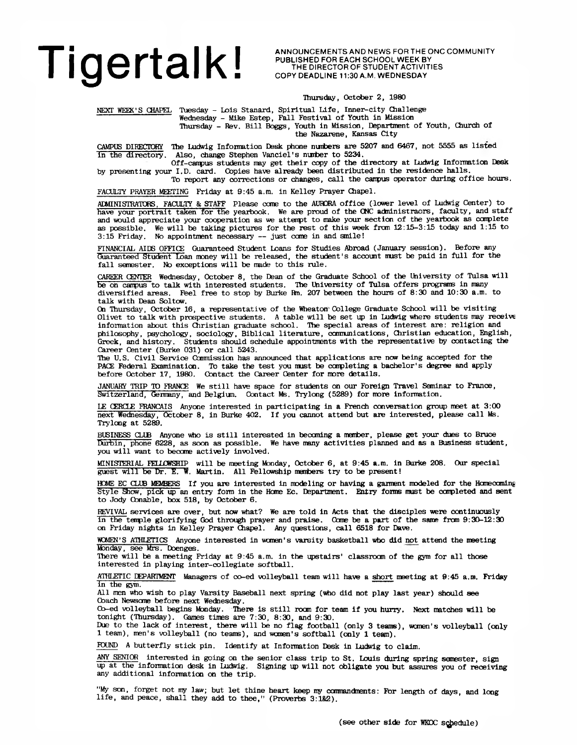# Tigertalk!

ANNOUNCEMENTS AND NEWS FOR THE ONC COMMUNITY
PUBLISHED FOR EACH SCHOOL WEEK BY
THE DIRECTOR OF STUDENT ACTIVITIES
COPY DEADLINE 11:30 A.M. WEDNESDAY

Thursday, October 2, 1980

NEXT WEEK'S CHAPEL Tuesday - Lois Stanard, Spiritual Life, Inner-city Challenge
Wednesday - Mike Estep, Fall Festival of Youth in Mission
Thursday - Rev. Bill Boggs, Youth in Mission, Department of Youth, Church of the Nazarene, Kansas City

CAMPUS DIRECTORY The Ludwig Information Desk phone numbers are 5207 and 6467, not 5555 as listed in the directory. Also, change Stephen Vanciel's number to 5234.
Off-campus students may get their copy of the directory at Ludwig Information Desk by presenting your I.D. card. Copies have already been distributed in the residence halls.
To report any corrections or changes, call the campus operator during office hours.

FACULTY PRAYER MEETING Friday at 9:45 a.m. in Kelley Prayer Chapel.

ADMINISTRATORS, FACULTY & STAFF Please come to the AURORA office (lower level of Ludwig Center) to have your portrait taken for the yearbook. We are proud of the ONC administraors, faculty, and staff and would appreciate your cooperation as we attempt to make your section of the yearbook as complete as possible. We will be taking pictures for the rest of this week from 12:15-3:15 today and 1:15 to 3:15 Friday. No appointment necessary -- just come in and smile!

FINANCIAL AIDS OFFICE Guaranteed Student Loans for Studies Abroad (January session). Before any Guaranteed Student Loan money will be released, the student's account must be paid in full for the fall semester. No exceptions will be made to this rule.

CAREER CENTER Wednesday, October 8, the Dean of the Graduate School of the University of Tulsa will be on campus to talk with interested students. The University of Tulsa offers programs in many diversified areas. Feel free to stop by Burke Rm. 207 between the hours of 8:30 and 10:30 a.m. to talk with Dean Soltow.
On Thursday, October 16, a representative of the Wheaton College Graduate School will be visiting Olivet to talk with prospective students. A table will be set up in Ludwig where students may receive information about this Christian graduate school. The special areas of interest are: religion and philosophy, psychology, sociology, Biblical literature, communications, Christian education, English, Greek, and history. Students should schedule appointments with the representative by contacting the Career Center (Burke 031) or call 5243.
The U.S. Civil Service Commission has announced that applications are now being accepted for the PACE Federal Examination. To take the test you must be completing a bachelor's degree and apply before October 17, 1980. Contact the Career Center for more details.

JANUARY TRIP TO FRANCE We still have space for students on our Foreign Travel Seminar to France, Switzerland, Germany, and Belgium. Contact Ms. Trylong (5289) for more information.

LE CERCLE FRANCAIS Anyone interested in participating in a French conversation group meet at 3:00 next Wednesday, October 8, in Burke 402. If you cannot attend but are interested, please call Ms. Trylong at 5289.

BUSINESS CLUB Anyone who is still interested in becoming a member, please get your dues to Bruce Durbin, phone 6228, as soon as possible. We have many activities planned and as a Business student, you will want to become actively involved.

MINISTERIAL FELLOWSHIP will be meeting Monday, October 6, at 9:45 a.m. in Burke 208. Our special guest will be Dr. E. W. Martin. All Fellowship members try to be present!

HOME EC CLUB MEMBERS If you are interested in modeling or having a garment modeled for the Homecoming Style Show, pick up an entry form in the Home Ec. Department. Entry forms must be completed and sent to Jody Conable, box 518, by October 6.

REVIVAL services are over, but now what? We are told in Acts that the disciples were continuously in the temple glorifying God through prayer and praise. Come be a part of the same from 9:30-12:30 on Friday nights in Kelley Prayer Chapel. Any questions, call 6518 for Dave.

WOMEN'S ATHLETICS Anyone interested in women's varsity basketball who did not attend the meeting Monday, see Mrs. Doenges.
There will be a meeting Friday at 9:45 a.m. in the upstairs' classroom of the gym for all those interested in playing inter-collegiate softball.

ATHLETIC DEPARTMENT Managers of co-ed volleyball team will have a short meeting at 9:45 a.m. Friday in the gym.
All men who wish to play Varsity Baseball next spring (who did not play last year) should see Coach Newsome before next Wednesday.
Co-ed volleyball begins Monday. There is still room for team if you hurry. Next matches will be tonight (Thursday). Games times are 7:30, 8:30, and 9:30.
Due to the lack of interest, there will be no flag football (only 3 teams), women's volleyball (only 1 team), men's volleyball (no teams), and women's softball (only 1 team).

FOUND A butterfly stick pin. Identify at Information Desk in Ludwig to claim.

ANY SENIOR interested in going on the senior class trip to St. Louis during spring semester, sign up at the information desk in Ludwig. Signing up will not obligate you but assures you of receiving any additional information on the trip.

"My son, forget not my law; but let thine heart keep my commandments: For length of days, and long life, and peace, shall they add to thee," (Proverbs 3:1&2).

(see other side for WKOC schedule)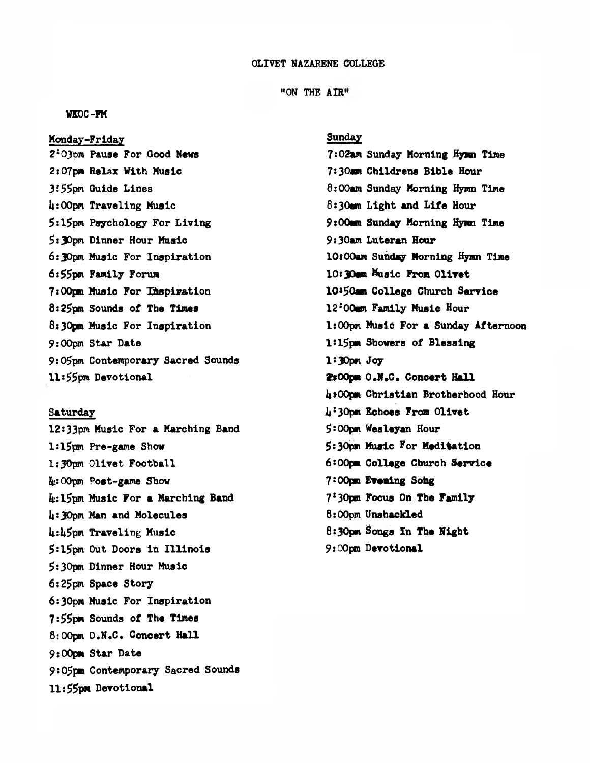OLIVET NAZARENE COLLEGE

"ON THE AIR"

WKOC-FM

Monday-Friday

2:03pm Pause For Good News
2:07pm Relax With Music
3:55pm Guide Lines
4:00pm Traveling Music
5:15pm Psychology For Living
5:30pm Dinner Hour Music
6:30pm Music For Inspiration
6:55pm Family Forum
7:00pm Music For Inspiration
8:25pm Sounds of The Times
8:30pm Music For Inspiration
9:00pm Star Date
9:05pm Contemporary Sacred Sounds
11:55pm Devotional

Saturday

12:33pm Music For a Marching Band
1:15pm Pre-game Show
1:30pm Olivet Football
4:00pm Post-game Show
4:15pm Music For a Marching Band
4:30pm Man and Molecules
4:45pm Traveling Music
5:15pm Out Doors in Illinois
5:30pm Dinner Hour Music
6:25pm Space Story
6:30pm Music For Inspiration
7:55pm Sounds of The Times
8:00pm O.N.C. Concert Hall
9:00pm Star Date
9:05pm Contemporary Sacred Sounds
11:55pm Devotional

Sunday

7:02am Sunday Morning Hymn Time
7:30am Childrens Bible Hour
8:00am Sunday Morning Hymn Time
8:30am Light and Life Hour
9:00am Sunday Morning Hymn Time
9:30am Luteran Hour
10:00am Sunday Morning Hymn Time
10:30am Music From Olivet
10:50am College Church Service
12:00am Family Music Hour
1:00pm Music For a Sunday Afternoon
1:15pm Showers of Blessing
1:30pm Joy
2:00pm O.N.C. Concert Hall
4:00pm Christian Brotherhood Hour
4:30pm Echoes From Olivet
5:00pm Wesleyan Hour
5:30pm Music For Meditation
6:00pm College Church Service
7:00pm Evening Sohg
7:30pm Focus On The Family
8:00pm Unshackled
8:30pm Songs In The Night
9:00pm Devotional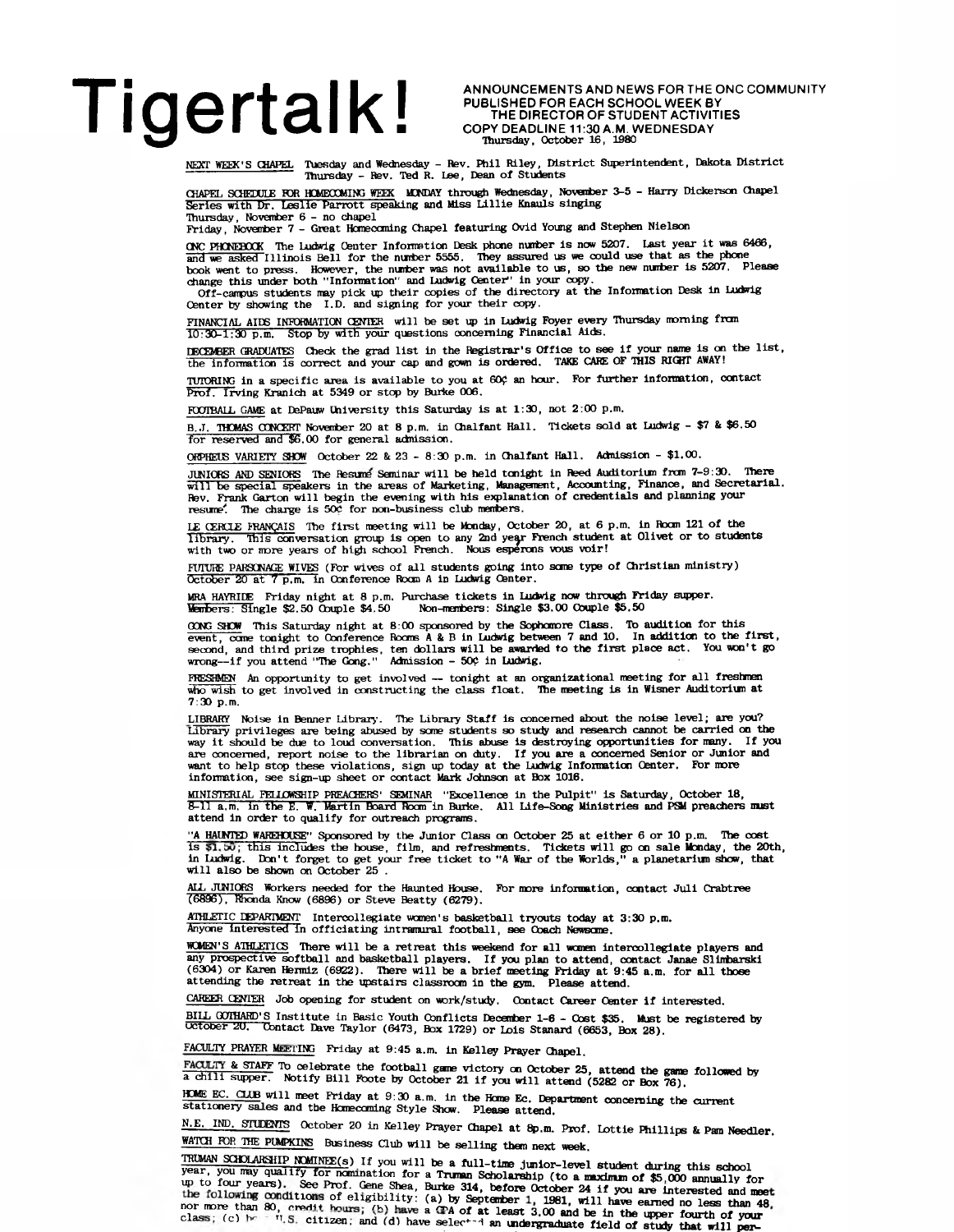# Tigertalk!

ANNOUNCEMENTS AND NEWS FOR THE ONC COMMUNITY
PUBLISHED FOR EACH SCHOOL WEEK BY
THE DIRECTOR OF STUDENT ACTIVITIES
COPY DEADLINE 11:30 A.M. WEDNESDAY
Thursday, October 16, 1980

NEXT WEEK'S CHAPEL Tuesday and Wednesday - Rev. Phil Riley, District Superintendent, Dakota District
Thursday - Rev. Ted R. Lee, Dean of Students

CHAPEL SCHEDULE FOR HOMECOMING WEEK MONDAY through Wednesday, November 3-5 - Harry Dickerson Chapel Series with Dr. Leslie Parrott speaking and Miss Lillie Knauls singing
Thursday, November 6 - no chapel
Friday, November 7 - Great Homecoming Chapel featuring Ovid Young and Stephen Nielson

ONC PHONEBOOK The Ludwig Center Information Desk phone number is now 5207. Last year it was 6466, and we asked Illinois Bell for the number 5555. They assured us we could use that as the phone book went to press. However, the number was not available to us, so the new number is 5207. Please change this under both "Information" and Ludwig Center" in your copy.
Off-campus students may pick up their copies of the directory at the Information Desk in Ludwig Center by showing the I.D. and signing for your their copy.

FINANCIAL AIDS INFORMATION CENTER will be set up in Ludwig Foyer every Thursday morning from 10:30-1:30 p.m. Stop by with your questions concerning Financial Aids.

DECEMBER GRADUATES Check the grad list in the Registrar's Office to see if your name is on the list, the information is correct and your cap and gown is ordered. TAKE CARE OF THIS RIGHT AWAY!

TUTORING in a specific area is available to you at 60¢ an hour. For further information, contact Prof. Irving Kranich at 5349 or stop by Burke 006.

FOOTBALL GAME at DePauw University this Saturday is at 1:30, not 2:00 p.m.

B.J. THOMAS CONCERT November 20 at 8 p.m. in Chalfant Hall. Tickets sold at Ludwig - $7 & $6.50 for reserved and $6.00 for general admission.

ORPHEUS VARIETY SHOW October 22 & 23 - 8:30 p.m. in Chalfant Hall. Admission - $1.00.

JUNIORS AND SENIORS The Resumé Seminar will be held tonight in Reed Auditorium from 7-9:30. There will be special speakers in the areas of Marketing, Management, Accounting, Finance, and Secretarial. Rev. Frank Garton will begin the evening with his explanation of credentials and planning your resumé. The charge is 50¢ for non-business club members.

LE CERCLE FRANÇAIS The first meeting will be Monday, October 20, at 6 p.m. in Room 121 of the library. This conversation group is open to any 2nd year French student at Olivet or to students with two or more years of high school French. Nous espérons vous voir!

FUTURE PARSONAGE WIVES (For wives of all students going into some type of Christian ministry) October 20 at 7 p.m. in Conference Room A in Ludwig Center.

MRA HAYRIDE Friday night at 8 p.m. Purchase tickets in Ludwig now through Friday supper.
Members: Single $2.50 Couple $4.50 Non-members: Single $3.00 Couple $5.50

GONG SHOW This Saturday night at 8:00 sponsored by the Sophomore Class. To audition for this event, come tonight to Conference Rooms A & B in Ludwig between 7 and 10. In addition to the first, second, and third prize trophies, ten dollars will be awarded to the first place act. You won't go wrong--if you attend "The Gong." Admission - 50¢ in Ludwig.

FRESHMEN An opportunity to get involved -- tonight at an organizational meeting for all freshmen who wish to get involved in constructing the class float. The meeting is in Wisner Auditorium at 7:30 p.m.

LIBRARY Noise in Benner Library. The Library Staff is concerned about the noise level; are you? Library privileges are being abused by some students so study and research cannot be carried on the way it should be due to loud conversation. This abuse is destroying opportunities for many. If you are concerned, report noise to the librarian on duty. If you are a concerned Senior or Junior and want to help stop these violations, sign up today at the Ludwig Information Center. For more information, see sign-up sheet or contact Mark Johnson at Box 1016.

MINISTERIAL FELLOWSHIP PREACHERS' SEMINAR "Excellence in the Pulpit" is Saturday, October 18, 8-11 a.m. in the E. W. Martin Board Room in Burke. All Life-Song Ministries and PSM preachers must attend in order to qualify for outreach programs.

"A HAUNTED WAREHOUSE" Sponsored by the Junior Class on October 25 at either 6 or 10 p.m. The cost is $1.50; this includes the house, film, and refreshments. Tickets will go on sale Monday, the 20th, in Ludwig. Don't forget to get your free ticket to "A War of the Worlds," a planetarium show, that will also be shown on October 25 .

ALL JUNIORS Workers needed for the Haunted House. For more information, contact Juli Crabtree (6896), Rhonda Know (6896) or Steve Beatty (6279).

ATHLETIC DEPARTMENT Intercollegiate women's basketball tryouts today at 3:30 p.m.
Anyone interested in officiating intramural football, see Coach Newsome.

WOMEN'S ATHLETICS There will be a retreat this weekend for all women intercollegiate players and any prospective softball and basketball players. If you plan to attend, contact Janae Slimbarski (6304) or Karen Hermiz (6922). There will be a brief meeting Friday at 9:45 a.m. for all those attending the retreat in the upstairs classroom in the gym. Please attend.

CAREER CENTER Job opening for student on work/study. Contact Career Center if interested.

BILL GOTHARD'S Institute in Basic Youth Conflicts December 1-6 - Cost $35. Must be registered by October 20. Contact Dave Taylor (6473, Box 1729) or Lois Stanard (6653, Box 28).

FACULTY PRAYER MEETING Friday at 9:45 a.m. in Kelley Prayer Chapel.

FACULTY & STAFF To celebrate the football game victory on October 25, attend the game followed by a chili supper. Notify Bill Foote by October 21 if you will attend (5282 or Box 76).

HOME EC. CLUB will meet Friday at 9:30 a.m. in the Home Ec. Department concerning the current stationery sales and the Homecoming Style Show. Please attend.

N.E. IND. STUDENTS October 20 in Kelley Prayer Chapel at 8p.m. Prof. Lottie Phillips & Pam Needler.

WATCH FOR THE PUMPKINS Business Club will be selling them next week.

TRUMAN SCHOLARSHIP NOMINEE(s) If you will be a full-time junior-level student during this school year, you may qualify for nomination for a Truman Scholarship (to a maximum of $5,000 annually for up to four years). See Prof. Gene Shea, Burke 314, before October 24 if you are interested and meet the following conditions of eligibility: (a) by September 1, 1981, will have earned no less than 48, nor more than 80, credit hours; (b) have a GPA of at least 3.00 and be in the upper fourth of your class; (c) be a U.S. citizen; and (d) have selected an undergraduate field of study that will per-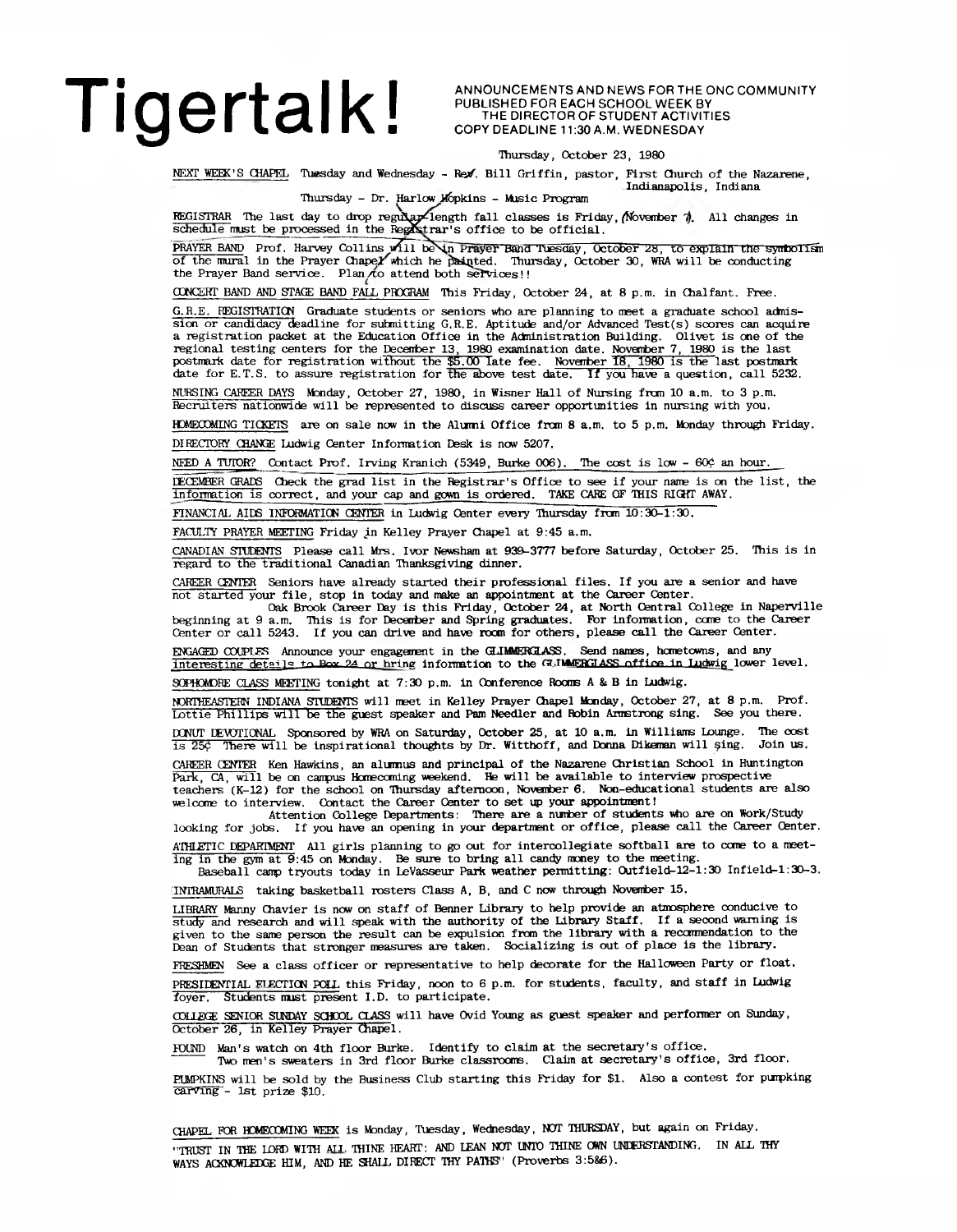# Tigertalk!

ANNOUNCEMENTS AND NEWS FOR THE ONC COMMUNITY
PUBLISHED FOR EACH SCHOOL WEEK BY
THE DIRECTOR OF STUDENT ACTIVITIES
COPY DEADLINE 11:30 A.M. WEDNESDAY

Thursday, October 23, 1980

NEXT WEEK'S CHAPEL Tuesday and Wednesday - Rev. Bill Griffin, pastor, First Church of the Nazarene, Indianapolis, Indiana
Thursday - Dr. Harlow Hopkins - Music Program

REGISTRAR The last day to drop regular length fall classes is Friday, November 7. All changes in schedule must be processed in the Registrar's office to be official.

PRAYER BAND Prof. Harvey Collins will be in Prayer Band Tuesday, October 28, to explain the symbolism of the mural in the Prayer Chapel which he painted. Thursday, October 30, WRA will be conducting the Prayer Band service. Plan to attend both services!!

CONCERT BAND AND STAGE BAND FALL PROGRAM This Friday, October 24, at 8 p.m. in Chalfant. Free.

G.R.E. REGISTRATION Graduate students or seniors who are planning to meet a graduate school admission or candidacy deadline for submitting G.R.E. Aptitude and/or Advanced Test(s) scores can acquire a registration packet at the Education Office in the Administration Building. Olivet is one of the regional testing centers for the December 13, 1980 examination date. November 7, 1980 is the last postmark date for registration without the $5.00 late fee. November 18, 1980 is the last postmark date for E.T.S. to assure registration for the above test date. If you have a question, call 5232.

NURSING CAREER DAYS Monday, October 27, 1980, in Wisner Hall of Nursing from 10 a.m. to 3 p.m. Recruiters nationwide will be represented to discuss career opportunities in nursing with you.

HOMECOMING TICKETS are on sale now in the Alumni Office from 8 a.m. to 5 p.m. Monday through Friday.

DIRECTORY CHANGE Ludwig Center Information Desk is now 5207.

NEED A TUTOR? Contact Prof. Irving Kranich (5349, Burke 006). The cost is low - 60¢ an hour.

DECEMBER GRADS Check the grad list in the Registrar's Office to see if your name is on the list, the information is correct, and your cap and gown is ordered. TAKE CARE OF THIS RIGHT AWAY.

FINANCIAL AIDS INFORMATION CENTER in Ludwig Center every Thursday from 10:30-1:30.

FACULTY PRAYER MEETING Friday in Kelley Prayer Chapel at 9:45 a.m.

CANADIAN STUDENTS Please call Mrs. Ivor Newsham at 939-3777 before Saturday, October 25. This is in regard to the traditional Canadian Thanksgiving dinner.

CAREER CENTER Seniors have already started their professional files. If you are a senior and have not started your file, stop in today and make an appointment at the Career Center.

Oak Brook Career Day is this Friday, October 24, at North Central College in Naperville beginning at 9 a.m. This is for December and Spring graduates. For information, come to the Career Center or call 5243. If you can drive and have room for others, please call the Career Center.

ENGAGED COUPLES Announce your engagement in the GLIMMERGLASS. Send names, hometowns, and any interesting details to Box 24 or bring information to the GLIMMERGLASS office in Ludwig lower level.

SOPHOMORE CLASS MEETING tonight at 7:30 p.m. in Conference Rooms A & B in Ludwig.

NORTHEASTERN INDIANA STUDENTS will meet in Kelley Prayer Chapel Monday, October 27, at 8 p.m. Prof. Lottie Phillips will be the guest speaker and Pam Needler and Robin Armstrong sing. See you there.

DONUT DEVOTIONAL Sponsored by WRA on Saturday, October 25, at 10 a.m. in Williams Lounge. The cost is 25¢ There will be inspirational thoughts by Dr. Witthoff, and Donna Dikeman will sing. Join us.

CAREER CENTER Ken Hawkins, an alumnus and principal of the Nazarene Christian School in Huntington Park, CA, will be on campus Homecoming weekend. He will be available to interview prospective teachers (K-12) for the school on Thursday afternoon, November 6. Non-educational students are also welcome to interview. Contact the Career Center to set up your appointment!

Attention College Departments: There are a number of students who are on Work/Study looking for jobs. If you have an opening in your department or office, please call the Career Center.

ATHLETIC DEPARTMENT All girls planning to go out for intercollegiate softball are to come to a meeting in the gym at 9:45 on Monday. Be sure to bring all candy money to the meeting.

Baseball camp tryouts today in LeVasseur Park weather permitting: Outfield-12-1:30 Infield-1:30-3.

INTRAMURALS taking basketball rosters Class A, B, and C now through November 15.

LIBRARY Manny Chavier is now on staff of Benner Library to help provide an atmosphere conducive to study and research and will speak with the authority of the Library Staff. If a second warning is given to the same person the result can be expulsion from the library with a recommendation to the Dean of Students that stronger measures are taken. Socializing is out of place is the library.

FRESHMEN See a class officer or representative to help decorate for the Halloween Party or float.

PRESIDENTIAL ELECTION POLL this Friday, noon to 6 p.m. for students, faculty, and staff in Ludwig foyer. Students must present I.D. to participate.

COLLEGE SENIOR SUNDAY SCHOOL CLASS will have Ovid Young as guest speaker and performer on Sunday, October 26, in Kelley Prayer Chapel.

FOUND Man's watch on 4th floor Burke. Identify to claim at the secretary's office.
Two men's sweaters in 3rd floor Burke classrooms. Claim at secretary's office, 3rd floor.

PUMPKINS will be sold by the Business Club starting this Friday for $1. Also a contest for pumpking carving - 1st prize $10.

CHAPEL FOR HOMECOMING WEEK is Monday, Tuesday, Wednesday, NOT THURSDAY, but again on Friday.

"TRUST IN THE LORD WITH ALL THINE HEART; AND LEAN NOT UNTO THINE OWN UNDERSTANDING. IN ALL THY WAYS ACKNOWLEDGE HIM, AND HE SHALL DIRECT THY PATHS" (Proverbs 3:5&6).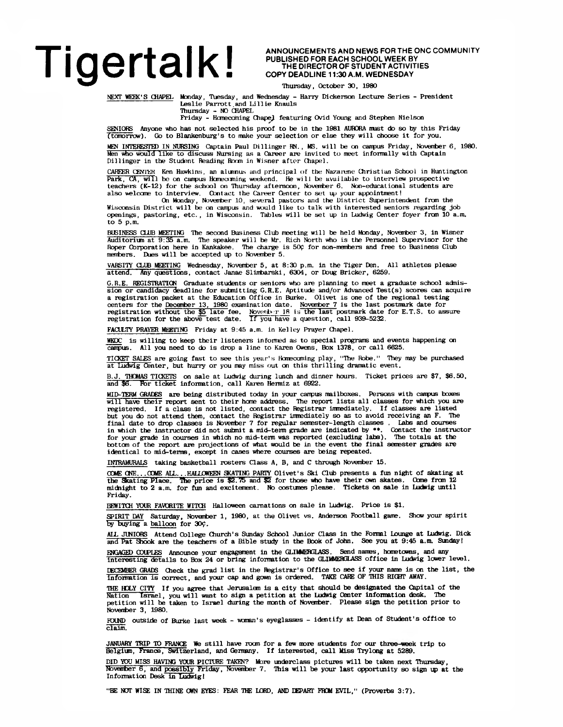# Tigertalk!

**ANNOUNCEMENTS AND NEWS FOR THE ONC COMMUNITY PUBLISHED FOR EACH SCHOOL WEEK BY THE DIRECTOR OF STUDENT ACTIVITIES COPY DEADLINE 11:30 A.M. WEDNESDAY**

Thursday, October 30, 1980

NEXT WEEK'S CHAPEL Monday, Tuesday, and Wednesday - Harry Dickerson Lecture Series - President Leslie Parrott and Lillie Knauls
Thursday - NO CHAPEL
Friday - Homecoming Chapel featuring Ovid Young and Stephen Nielson

SENIORS Anyone who has not selected his proof to be in the 1981 AURORA must do so by this Friday (tomorrow). Go to Blankenburg's to make your selection or else they will choose it for you.

MEN INTERESTED IN NURSING Captain Paul Dillinger RN., MS. will be on campus Friday, November 6, 1980. Men who would like to discuss Nursing as a Career are invited to meet informally with Captain Dillinger in the Student Reading Room in Wisner after Chapel.

CAREER CENTER Ken Hawkins, an alumnus and principal of the Nazarene Christian School in Huntington Park, CA, will be on campus Homecoming weekend. He will be available to interview prospective teachers (K-12) for the school on Thursday afternoon, November 6. Non-educational students are also welcome to interview. Contact the Career Center to set up your appointment!

On Monday, November 10, several pastors and the District Superintendent from the Wisconsin District will be on campus and would like to talk with interested seniors regarding job openings, pastoring, etc., in Wisconsin. Tables will be set up in Ludwig Center foyer from 10 a.m. to 5 p.m.

BUSINESS CLUB MEETING The second Business Club meeting will be held Monday, November 3, in Wisner Auditorium at 9:35 a.m. The speaker will be Mr. Rich North who is the Personnel Supervisor for the Roper Corporation here in Kankakee. The charge is 50¢ for non-members and free to Business Club members. Dues will be accepted up to November 5.

VARSITY CLUB MEETING Wednesday, November 5, at 8:30 p.m. in the Tiger Den. All athletes please attend. Any questions, contact Janae Slimbarski, 6304, or Doug Bricker, 6259.

G.R.E. REGISTRATION Graduate students or seniors who are planning to meet a graduate school admission or candidacy deadline for submitting G.R.E. Aptitude and/or Advanced Test(s) scores can acquire a registration packet at the Education Office in Burke. Olivet is one of the regional testing centers for the December 13, 1980 examination date. November 7 is the last postmark date for registration without the $5 late fee. November 18 is the last postmark date for E.T.S. to assure registration for the above test date. If you have a question, call 939-5232.

FACULTY PRAYER MEETING Friday at 9:45 a.m. in Kelley Prayer Chapel.

WKOC is willing to keep their listeners informed as to special programs and events happening on campus. All you need to do is drop a line to Karen Owens, Box 1378, or call 6625.

TICKET SALES are going fast to see this year's Homecoming play, "The Robe." They may be purchased at Ludwig Center, but hurry or you may miss out on this thrilling dramatic event.

B.J. THOMAS TICKETS on sale at Ludwig during lunch and dinner hours. Ticket prices are $7, $6.50, and $6. For ticket information, call Karen Hermiz at 6922.

MID-TERM GRADES are being distributed today in your campus mailboxes. Persons with campus boxes will have their report sent to their home address. The report lists all classes for which you are registered. If a class is not listed, contact the Registrar immediately. If classes are listed but you do not attend them, contact the Registrar immediately so as to avoid receiving an F. The final date to drop classes is November 7 for regular semester-length classes. Labs and courses in which the instructor did not submit a mid-term grade are indicated by **. Contact the instructor for your grade in courses in which no mid-term was reported (excluding labs). The totals at the bottom of the report are projections of what would be in the event the final semester grades are identical to mid-terms, except in cases where courses are being repeated.

INTRAMURALS taking basketball rosters Class A, B, and C through November 15.

COME ONE...COME ALL...HALLOWEEN SKATING PARTY Olivet's Ski Club presents a fun night of skating at the Skating Place. The price is $2.75 and $2 for those who have their own skates. Come from 12 midnight to 2 a.m. for fun and excitement. No costumes please. Tickets on sale in Ludwig until Friday.

BEWITCH YOUR FAVORITE WITCH Halloween carnations on sale in Ludwig. Price is $1.

SPIRIT DAY Saturday, November 1, 1980, at the Olivet vs. Anderson Football game. Show your spirit by buying a balloon for 30¢.

ALL JUNIORS Attend College Church's Sunday School Junior Class in the Formal Lounge at Ludwig. Dick and Pat Shook are the teachers of a Bible study in the Book of John. See you at 9:45 a.m. Sunday!

ENGAGED COUPLES Announce your engagement in the GLIMMERGLASS. Send names, hometowns, and any interesting details to Box 24 or bring information to the GLIMMERGLASS office in Ludwig lower level.

DECEMBER GRADS Check the grad list in the Registrar's Office to see if your name is on the list, the information is correct, and your cap and gown is ordered. TAKE CARE OF THIS RIGHT AWAY.

THE HOLY CITY If you agree that Jerusalem is a city that should be designated the Capital of the Nation Israel, you will want to sign a petition at the Ludwig Center information desk. The petition will be taken to Israel during the month of November. Please sign the petition prior to November 3, 1980.

FOUND outside of Burke last week - woman's eyeglasses - identify at Dean of Student's office to claim.

JANUARY TRIP TO FRANCE We still have room for a few more students for our three-week trip to Belgium, France, Switzerland, and Germany. If interested, call Miss Trylong at 5289.

DID YOU MISS HAVING YOUR PICTURE TAKEN? More underclass pictures will be taken next Thursday, November 6, and possibly Friday, November 7. This will be your last opportunity so sign up at the Information Desk in Ludwig!

"BE NOT WISE IN THINE OWN EYES: FEAR THE LORD, AND DEPART FROM EVIL," (Proverbs 3:7).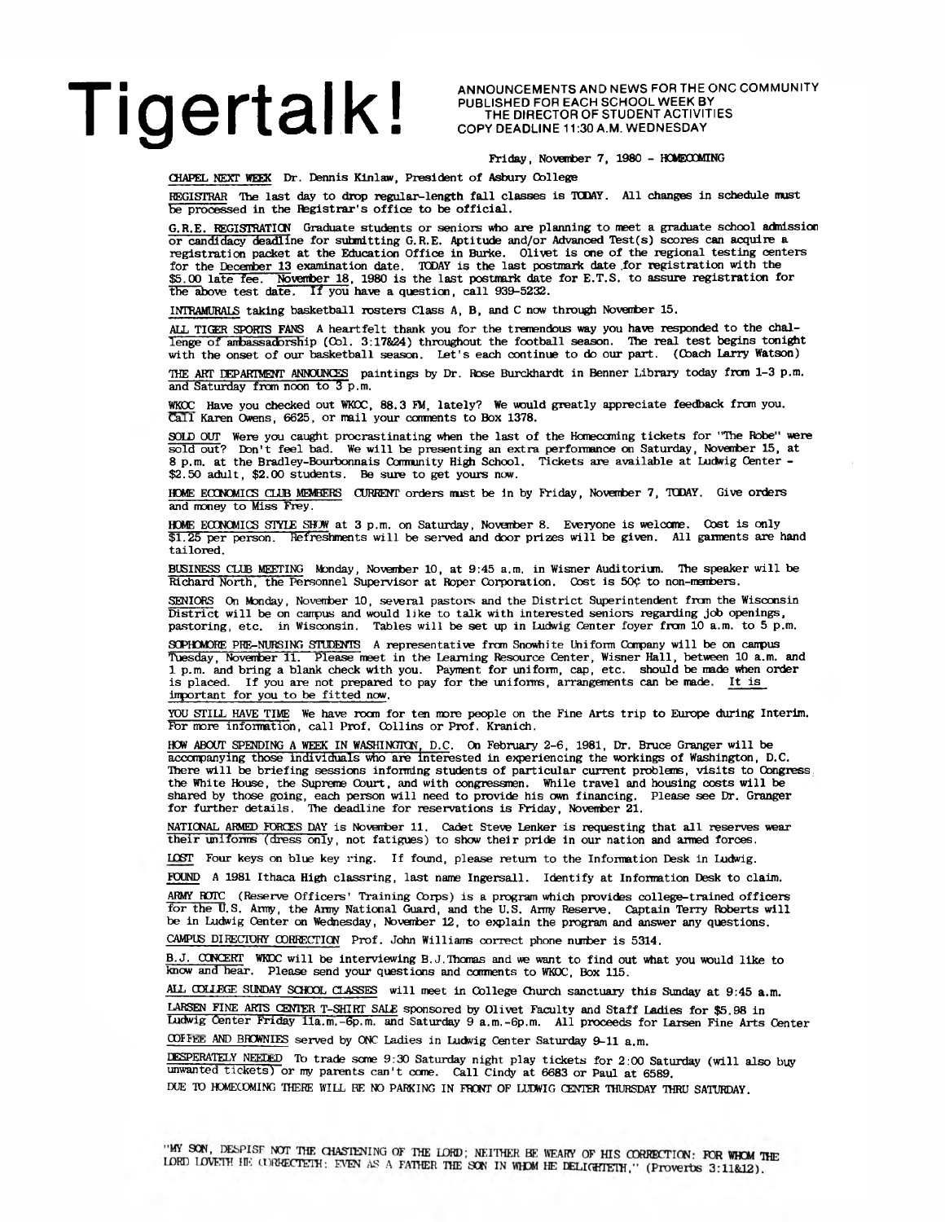# Tigertalk!

ANNOUNCEMENTS AND NEWS FOR THE ONC COMMUNITY
PUBLISHED FOR EACH SCHOOL WEEK BY
THE DIRECTOR OF STUDENT ACTIVITIES
COPY DEADLINE 11:30 A.M. WEDNESDAY

Friday, November 7, 1980 - HOMECOMING

CHAPEL NEXT WEEK Dr. Dennis Kinlaw, President of Asbury College

REGISTRAR The last day to drop regular-length fall classes is TODAY. All changes in schedule must be processed in the Registrar's office to be official.

G.R.E. REGISTRATION Graduate students or seniors who are planning to meet a graduate school admission or candidacy deadline for submitting G.R.E. Aptitude and/or Advanced Test(s) scores can acquire a registration packet at the Education Office in Burke. Olivet is one of the regional testing centers for the December 13 examination date. TODAY is the last postmark date for registration with the $5.00 late fee. November 18, 1980 is the last postmark date for E.T.S. to assure registration for the above test date. If you have a question, call 939-5232.

INTRAMURALS taking basketball rosters Class A, B, and C now through November 15.

ALL TIGER SPORTS FANS A heartfelt thank you for the tremendous way you have responded to the challenge of ambassadorship (Col. 3:17&24) throughout the football season. The real test begins tonight with the onset of our basketball season. Let's each continue to do our part. (Coach Larry Watson)

THE ART DEPARTMENT ANNOUNCES paintings by Dr. Rose Burckhardt in Benner Library today from 1-3 p.m. and Saturday from noon to 3 p.m.

WKOC Have you checked out WKOC, 88.3 FM, lately? We would greatly appreciate feedback from you. Call Karen Owens, 6625, or mail your comments to Box 1378.

SOLD OUT Were you caught procrastinating when the last of the Homecoming tickets for "The Robe" were sold out? Don't feel bad. We will be presenting an extra performance on Saturday, November 15, at 8 p.m. at the Bradley-Bourbonnais Community High School. Tickets are available at Ludwig Center - $2.50 adult, $2.00 students. Be sure to get yours now.

HOME ECONOMICS CLUB MEMBERS CURRENT orders must be in by Friday, November 7, TODAY. Give orders and money to Miss Frey.

HOME ECONOMICS STYLE SHOW at 3 p.m. on Saturday, November 8. Everyone is welcome. Cost is only $1.25 per person. Refreshments will be served and door prizes will be given. All garments are hand tailored.

BUSINESS CLUB MEETING Monday, November 10, at 9:45 a.m. in Wisner Auditorium. The speaker will be Richard North, the Personnel Supervisor at Roper Corporation. Cost is 50¢ to non-members.

SENIORS On Monday, November 10, several pastors and the District Superintendent from the Wisconsin District will be on campus and would like to talk with interested seniors regarding job openings, pastoring, etc. in Wisconsin. Tables will be set up in Ludwig Center foyer from 10 a.m. to 5 p.m.

SOPHOMORE PRE-NURSING STUDENTS A representative from Snowhite Uniform Company will be on campus Tuesday, November 11. Please meet in the Learning Resource Center, Wisner Hall, between 10 a.m. and 1 p.m. and bring a blank check with you. Payment for uniform, cap, etc. should be made when order is placed. If you are not prepared to pay for the uniforms, arrangements can be made. It is important for you to be fitted now.

YOU STILL HAVE TIME We have room for ten more people on the Fine Arts trip to Europe during Interim. For more information, call Prof. Collins or Prof. Kranich.

HOW ABOUT SPENDING A WEEK IN WASHINGTON, D.C. On February 2-6, 1981, Dr. Bruce Granger will be accompanying those individuals who are interested in experiencing the workings of Washington, D.C. There will be briefing sessions informing students of particular current problems, visits to Congress the White House, the Supreme Court, and with congressmen. While travel and housing costs will be shared by those going, each person will need to provide his own financing. Please see Dr. Granger for further details. The deadline for reservations is Friday, November 21.

NATIONAL ARMED FORCES DAY is November 11. Cadet Steve Lenker is requesting that all reserves wear their uniforms (dress only, not fatigues) to show their pride in our nation and armed forces.

LOST Four keys on blue key ring. If found, please return to the Information Desk in Ludwig.

FOUND A 1981 Ithaca High classring, last name Ingersall. Identify at Information Desk to claim.

ARMY ROTC (Reserve Officers' Training Corps) is a program which provides college-trained officers for the U.S. Army, the Army National Guard, and the U.S. Army Reserve. Captain Terry Roberts will be in Ludwig Center on Wednesday, November 12, to explain the program and answer any questions.

CAMPUS DIRECTORY CORRECTION Prof. John Williams correct phone number is 5314.

B.J. CONCERT WKOC will be interviewing B.J.Thomas and we want to find out what you would like to know and hear. Please send your questions and comments to WKOC, Box 115.

ALL COLLEGE SUNDAY SCHOOL CLASSES will meet in College Church sanctuary this Sunday at 9:45 a.m.

LARSEN FINE ARTS CENTER T-SHIRT SALE sponsored by Olivet Faculty and Staff Ladies for $5.98 in Ludwig Center Friday 11a.m.-6p.m. and Saturday 9 a.m.-6p.m. All proceeds for Larsen Fine Arts Center

COFFEE AND BROWNIES served by ONC Ladies in Ludwig Center Saturday 9-11 a.m.

DESPERATELY NEEDED To trade some 9:30 Saturday night play tickets for 2:00 Saturday (will also buy unwanted tickets) or my parents can't come. Call Cindy at 6683 or Paul at 6589.

DUE TO HOMECOMING THERE WILL BE NO PARKING IN FRONT OF LUDWIG CENTER THURSDAY THRU SATURDAY.

"MY SON, DESPISE NOT THE CHASTENING OF THE LORD; NEITHER BE WEARY OF HIS CORRECTION: FOR WHOM THE LORD LOVETH HE CORRECTETH; EVEN AS A FATHER THE SON IN WHOM HE DELIGHTETH." (Proverbs 3:11&12).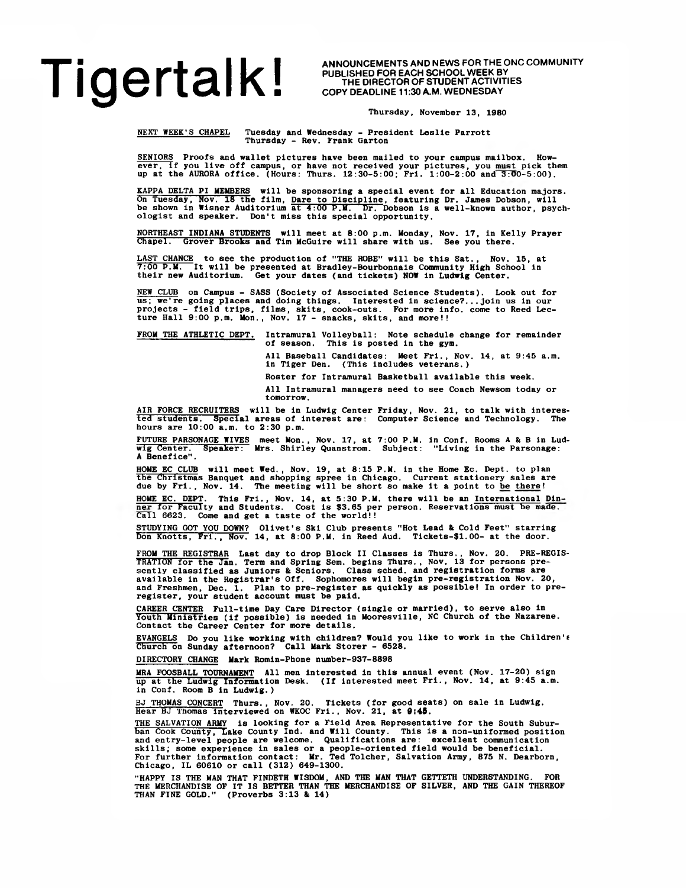# Tigertalk!

ANNOUNCEMENTS AND NEWS FOR THE ONC COMMUNITY
PUBLISHED FOR EACH SCHOOL WEEK BY
THE DIRECTOR OF STUDENT ACTIVITIES
COPY DEADLINE 11:30 A.M. WEDNESDAY

Thursday, November 13, 1980

NEXT WEEK'S CHAPEL Tuesday and Wednesday - President Leslie Parrott
Thursday - Rev. Frank Garton

SENIORS Proofs and wallet pictures have been mailed to your campus mailbox. However, if you live off campus, or have not received your pictures, you must pick them up at the AURORA office. (Hours: Thurs. 12:30-5:00; Fri. 1:00-2:00 and 3:00-5:00).

KAPPA DELTA PI MEMBERS will be sponsoring a special event for all Education majors. On Tuesday, Nov. 18 the film, Dare to Discipline, featuring Dr. James Dobson, will be shown in Wisner Auditorium at 4:00 P.M. Dr. Dobson is a well-known author, psychologist and speaker. Don't miss this special opportunity.

NORTHEAST INDIANA STUDENTS will meet at 8:00 p.m. Monday, Nov. 17, in Kelly Prayer Chapel. Grover Brooks and Tim McGuire will share with us. See you there.

LAST CHANCE to see the production of "THE ROBE" will be this Sat., Nov. 15, at 7:00 P.M. It will be presented at Bradley-Bourbonnais Community High School in their new Auditorium. Get your dates (and tickets) NOW in Ludwig Center.

NEW CLUB on Campus - SASS (Society of Associated Science Students). Look out for us; we're going places and doing things. Interested in science?...join us in our projects - field trips, films, skits, cook-outs. For more info. come to Reed Lecture Hall 9:00 p.m. Mon., Nov. 17 - snacks, skits, and more!!

FROM THE ATHLETIC DEPT. Intramural Volleyball: Note schedule change for remainder of season. This is posted in the gym.

All Baseball Candidates: Meet Fri., Nov. 14, at 9:45 a.m. in Tiger Den. (This includes veterans.)

Roster for Intramural Basketball available this week.

All Intramural managers need to see Coach Newsom today or tomorrow.

AIR FORCE RECRUITERS will be in Ludwig Center Friday, Nov. 21, to talk with interested students. Special areas of interest are: Computer Science and Technology. The hours are 10:00 a.m. to 2:30 p.m.

FUTURE PARSONAGE WIVES meet Mon., Nov. 17, at 7:00 P.M. in Conf. Rooms A & B in Ludwig Center. Speaker: Mrs. Shirley Quanstrom. Subject: "Living in the Parsonage: A Benefice".

HOME EC CLUB will meet Wed., Nov. 19, at 8:15 P.M. in the Home Ec. Dept. to plan the Christmas Banquet and shopping spree in Chicago. Current stationery sales are due by Fri., Nov. 14. The meeting will be short so make it a point to be there!

HOME EC. DEPT. This Fri., Nov. 14, at 5:30 P.M. there will be an International Dinner for Faculty and Students. Cost is $3.65 per person. Reservations must be made. Call 6623. Come and get a taste of the world!!

STUDYING GOT YOU DOWN? Olivet's Ski Club presents "Hot Lead & Cold Feet" starring Don Knotts, Fri., Nov. 14, at 8:00 P.M. in Reed Aud. Tickets-$1.00- at the door.

FROM THE REGISTRAR Last day to drop Block II Classes is Thurs., Nov. 20. PRE-REGISTRATION for the Jan. Term and Spring Sem. begins Thurs., Nov. 13 for persons presently classified as Juniors & Seniors. Class sched. and registration forms are available in the Registrar's Off. Sophomores will begin pre-registration Nov. 20, and Freshmen, Dec. 1. Plan to pre-register as quickly as possible! In order to pre-register, your student account must be paid.

CAREER CENTER Full-time Day Care Director (single or married), to serve also in Youth Ministries (if possible) is needed in Mooresville, NC Church of the Nazarene. Contact the Career Center for more details.

EVANGELS Do you like working with children? Would you like to work in the Children's Church on Sunday afternoon? Call Mark Storer - 6528.

DIRECTORY CHANGE Mark Romin-Phone number-937-8898

MRA FOOSBALL TOURNAMENT All men interested in this annual event (Nov. 17-20) sign up at the Ludwig Information Desk. (If interested meet Fri., Nov. 14, at 9:45 a.m. in Conf. Room B in Ludwig.)

BJ THOMAS CONCERT Thurs., Nov. 20. Tickets (for good seats) on sale in Ludwig. Hear BJ Thomas interviewed on WKOC Fri., Nov. 21, at 9:45.

THE SALVATION ARMY is looking for a Field Area Representative for the South Suburban Cook County, Lake County Ind. and Will County. This is a non-uniformed position and entry-level people are welcome. Qualifications are: excellent communication skills; some experience in sales or a people-oriented field would be beneficial. For further information contact: Mr. Ted Tolcher, Salvation Army, 875 N. Dearborn, Chicago, IL 60610 or call (312) 649-1300.

"HAPPY IS THE MAN THAT FINDETH WISDOM, AND THE MAN THAT GETTETH UNDERSTANDING. FOR THE MERCHANDISE OF IT IS BETTER THAN THE MERCHANDISE OF SILVER, AND THE GAIN THEREOF THAN FINE GOLD." (Proverbs 3:13 & 14)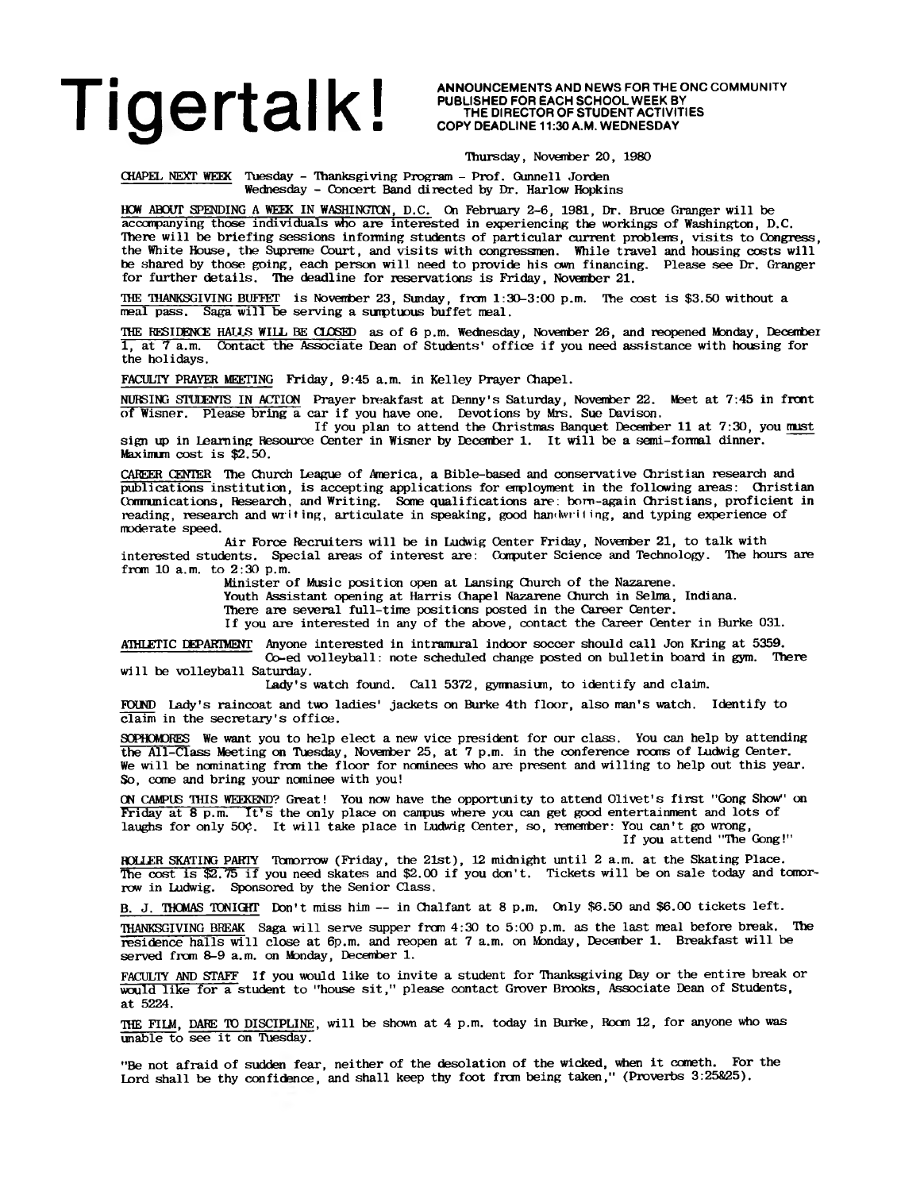# Tigertalk!

**ANNOUNCEMENTS AND NEWS FOR THE ONC COMMUNITY PUBLISHED FOR EACH SCHOOL WEEK BY THE DIRECTOR OF STUDENT ACTIVITIES COPY DEADLINE 11:30 A.M. WEDNESDAY**

Thursday, November 20, 1980

CHAPEL NEXT WEEK Tuesday - Thanksgiving Program - Prof. Gunnell Jorden
Wednesday - Concert Band directed by Dr. Harlow Hopkins

HOW ABOUT SPENDING A WEEK IN WASHINGTON, D.C. On February 2-6, 1981, Dr. Bruce Granger will be accompanying those individuals who are interested in experiencing the workings of Washington, D.C. There will be briefing sessions informing students of particular current problems, visits to Congress, the White House, the Supreme Court, and visits with congressmen. While travel and housing costs will be shared by those going, each person will need to provide his own financing. Please see Dr. Granger for further details. The deadline for reservations is Friday, November 21.

THE THANKSGIVING BUFFET is November 23, Sunday, from 1:30-3:00 p.m. The cost is $3.50 without a meal pass. Saga will be serving a sumptuous buffet meal.

THE RESIDENCE HALLS WILL BE CLOSED as of 6 p.m. Wednesday, November 26, and reopened Monday, December 1, at 7 a.m. Contact the Associate Dean of Students' office if you need assistance with housing for the holidays.

FACULTY PRAYER MEETING Friday, 9:45 a.m. in Kelley Prayer Chapel.

NURSING STUDENTS IN ACTION Prayer breakfast at Denny's Saturday, November 22. Meet at 7:45 in front of Wisner. Please bring a car if you have one. Devotions by Mrs. Sue Davison.

If you plan to attend the Christmas Banquet December 11 at 7:30, you must sign up in Learning Resource Center in Wisner by December 1. It will be a semi-formal dinner. Maximum cost is $2.50.

CAREER CENTER The Church League of America, a Bible-based and conservative Christian research and publications institution, is accepting applications for employment in the following areas: Christian Communications, Research, and Writing. Some qualifications are: born-again Christians, proficient in reading, research and writing, articulate in speaking, good handwriting, and typing experience of moderate speed.

Air Force Recruiters will be in Ludwig Center Friday, November 21, to talk with interested students. Special areas of interest are: Computer Science and Technology. The hours are from 10 a.m. to 2:30 p.m.

Minister of Music position open at Lansing Church of the Nazarene.

Youth Assistant opening at Harris Chapel Nazarene Church in Selma, Indiana.

There are several full-time positions posted in the Career Center.

If you are interested in any of the above, contact the Career Center in Burke 031.

ATHLETIC DEPARTMENT Anyone interested in intramural indoor soccer should call Jon Kring at 5359.

Co-ed volleyball: note scheduled change posted on bulletin board in gym. There will be volleyball Saturday.

Lady's watch found. Call 5372, gymnasium, to identify and claim.

FOUND Lady's raincoat and two ladies' jackets on Burke 4th floor, also man's watch. Identify to claim in the secretary's office.

SOPHOMORES We want you to help elect a new vice president for our class. You can help by attending the All-Class Meeting on Tuesday, November 25, at 7 p.m. in the conference rooms of Ludwig Center. We will be nominating from the floor for nominees who are present and willing to help out this year. So, come and bring your nominee with you!

ON CAMPUS THIS WEEKEND? Great! You now have the opportunity to attend Olivet's first "Gong Show" on Friday at 8 p.m. It's the only place on campus where you can get good entertainment and lots of laughs for only 50¢. It will take place in Ludwig Center, so, remember: You can't go wrong, If you attend "The Gong!"

ROLLER SKATING PARTY Tomorrow (Friday, the 21st), 12 midnight until 2 a.m. at the Skating Place. The cost is $2.75 if you need skates and $2.00 if you don't. Tickets will be on sale today and tomorrow in Ludwig. Sponsored by the Senior Class.

B. J. THOMAS TONIGHT Don't miss him -- in Chalfant at 8 p.m. Only $6.50 and $6.00 tickets left.

THANKSGIVING BREAK Saga will serve supper from 4:30 to 5:00 p.m. as the last meal before break. The residence halls will close at 6p.m. and reopen at 7 a.m. on Monday, December 1. Breakfast will be served from 8-9 a.m. on Monday, December 1.

FACULTY AND STAFF If you would like to invite a student for Thanksgiving Day or the entire break or would like for a student to "house sit," please contact Grover Brooks, Associate Dean of Students, at 5224.

THE FILM, DARE TO DISCIPLINE, will be shown at 4 p.m. today in Burke, Room 12, for anyone who was unable to see it on Tuesday.

"Be not afraid of sudden fear, neither of the desolation of the wicked, when it cometh. For the Lord shall be thy confidence, and shall keep thy foot from being taken," (Proverbs 3:25&25).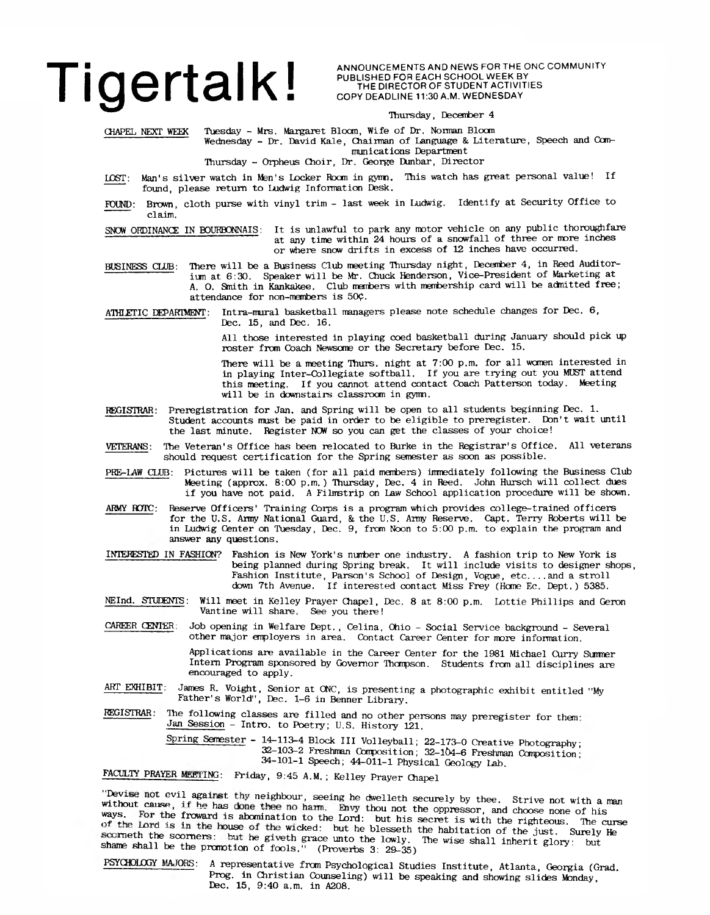# Tigertalk!

ANNOUNCEMENTS AND NEWS FOR THE ONC COMMUNITY
PUBLISHED FOR EACH SCHOOL WEEK BY
THE DIRECTOR OF STUDENT ACTIVITIES
COPY DEADLINE 11:30 A.M. WEDNESDAY

Thursday, December 4

CHAPEL NEXT WEEK Tuesday - Mrs. Margaret Bloom, Wife of Dr. Norman Bloom
Wednesday - Dr. David Kale, Chairman of Language & Literature, Speech and Communications Department
Thursday - Orpheus Choir, Dr. George Dunbar, Director

LOST: Man's silver watch in Men's Locker Room in gymn. This watch has great personal value! If found, please return to Ludwig Information Desk.

FOUND: Brown, cloth purse with vinyl trim - last week in Ludwig. Identify at Security Office to claim.

SNOW ORDINANCE IN BOURBONNAIS: It is unlawful to park any motor vehicle on any public thoroughfare at any time within 24 hours of a snowfall of three or more inches or where snow drifts in excess of 12 inches have occurred.

BUSINESS CLUB: There will be a Business Club meeting Thursday night, December 4, in Reed Auditorium at 6:30. Speaker will be Mr. Chuck Henderson, Vice-President of Marketing at A. O. Smith in Kankakee. Club members with membership card will be admitted free; attendance for non-members is 50¢.

ATHLETIC DEPARTMENT: Intra-mural basketball managers please note schedule changes for Dec. 6, Dec. 15, and Dec. 16.

All those interested in playing coed basketball during January should pick up roster from Coach Newsome or the Secretary before Dec. 15.

There will be a meeting Thurs. night at 7:00 p.m. for all women interested in in playing Inter-Collegiate softball. If you are trying out you MUST attend this meeting. If you cannot attend contact Coach Patterson today. Meeting will be in downstairs classroom in gymn.

REGISTRAR: Preregistration for Jan. and Spring will be open to all students beginning Dec. 1. Student accounts must be paid in order to be eligible to preregister. Don't wait until the last minute. Register NOW so you can get the classes of your choice!

VETERANS: The Veteran's Office has been relocated to Burke in the Registrar's Office. All veterans should request certification for the Spring semester as soon as possible.

PRE-LAW CLUB: Pictures will be taken (for all paid members) immediately following the Business Club Meeting (approx. 8:00 p.m.) Thursday, Dec. 4 in Reed. John Hursch will collect dues if you have not paid. A Filmstrip on Law School application procedure will be shown.

ARMY ROTC: Reserve Officers' Training Corps is a program which provides college-trained officers for the U.S. Army National Guard, & the U.S. Army Reserve. Capt. Terry Roberts will be in Ludwig Center on Tuesday, Dec. 9, from Noon to 5:00 p.m. to explain the program and answer any questions.

INTERESTED IN FASHION? Fashion is New York's number one industry. A fashion trip to New York is being planned during Spring break. It will include visits to designer shops, Fashion Institute, Parson's School of Design, Vogue, etc....and a stroll down 7th Avenue. If interested contact Miss Frey (Home Ec. Dept.) 5385.

NEInd. STUDENTS: Will meet in Kelley Prayer Chapel, Dec. 8 at 8:00 p.m. Lottie Phillips and Geron Vantine will share. See you there!

CAREER CENTER: Job opening in Welfare Dept., Celina, Ohio - Social Service background - Several other major employers in area. Contact Career Center for more information.

Applications are available in the Career Center for the 1981 Michael Curry Summer Intern Program sponsored by Governor Thompson. Students from all disciplines are encouraged to apply.

ART EXHIBIT: James R. Voight, Senior at ONC, is presenting a photographic exhibit entitled "My Father's World", Dec. 1-6 in Benner Library.

REGISTRAR: The following classes are filled and no other persons may preregister for them:
Jan Session - Intro. to Poetry; U.S. History 121.

Spring Semester - 14-113-4 Block III Volleyball; 22-173-0 Creative Photography; 32-103-2 Freshman Composition; 32-104-6 Freshman Composition; 34-101-1 Speech; 44-011-1 Physical Geology Lab.

FACULTY PRAYER MEETING: Friday, 9:45 A.M.; Kelley Prayer Chapel

"Devise not evil against thy neighbour, seeing he dwelleth securely by thee. Strive not with a man without cause, if he has done thee no harm. Envy thou not the oppressor, and choose none of his ways. For the froward is abomination to the Lord: but his secret is with the righteous. The curse of the Lord is in the house of the wicked: but he blesseth the habitation of the just. Surely He scorneth the scorners: but he giveth grace unto the lowly. The wise shall inherit glory: but shame shall be the promotion of fools." (Proverbs 3: 29-35)

PSYCHOLOGY MAJORS: A representative from Psychological Studies Institute, Atlanta, Georgia (Grad. Prog. in Christian Counseling) will be speaking and showing slides Monday, Dec. 15, 9:40 a.m. in A208.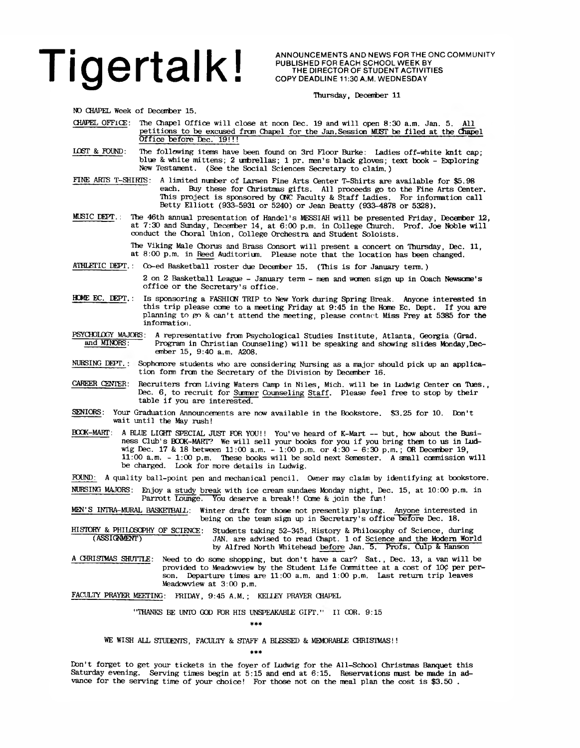# Tigertalk!

ANNOUNCEMENTS AND NEWS FOR THE ONC COMMUNITY PUBLISHED FOR EACH SCHOOL WEEK BY THE DIRECTOR OF STUDENT ACTIVITIES COPY DEADLINE 11:30 A.M. WEDNESDAY

Thursday, December 11

NO CHAPEL Week of December 15.

CHAPEL OFFICE: The Chapel Office will close at noon Dec. 19 and will open 8:30 a.m. Jan. 5. All petitions to be excused from Chapel for the Jan. Session MUST be filed at the Chapel Office before Dec. 19!!!

LOST & FOUND: The following items have been found on 3rd Floor Burke: Ladies off-white knit cap; blue & white mittens; 2 umbrellas; 1 pr. men's black gloves; text book - Exploring New Testament. (See the Social Sciences Secretary to claim.)

FINE ARTS T-SHIRTS: A limited number of Larsen Fine Arts Center T-Shirts are available for $5.98 each. Buy these for Christmas gifts. All proceeds go to the Fine Arts Center. This project is sponsored by ONC Faculty & Staff Ladies. For information call Betty Elliott (933-5931 or 5240) or Jean Beatty (933-4878 or 5328).

MUSIC DEPT.: The 46th annual presentation of Handel's MESSIAH will be presented Friday, December 12, at 7:30 and Sunday, December 14, at 6:00 p.m. in College Church. Prof. Joe Noble will conduct the Choral Union, College Orchestra and Student Soloists.

The Viking Male Chorus and Brass Consort will present a concert on Thursday, Dec. 11, at 8:00 p.m. in Reed Auditorium. Please note that the location has been changed.

ATHLETIC DEPT.: Co-ed Basketball roster due December 15. (This is for January term.)

2 on 2 Basketball League - January term - men and women sign up in Coach Newsome's office or the Secretary's office.

HOME EC. DEPT.: Is sponsoring a FASHION TRIP to New York during Spring Break. Anyone interested in this trip please come to a meeting Friday at 9:45 in the Home Ec. Dept. If you are planning to go & can't attend the meeting, please contact Miss Frey at 5385 for the information.

PSYCHOLOGY MAJORS and MINORS: A representative from Psychological Studies Institute, Atlanta, Georgia (Grad. Program in Christian Counseling) will be speaking and showing slides Monday, December 15, 9:40 a.m. A208.

NURSING DEPT.: Sophomore students who are considering Nursing as a major should pick up an application form from the Secretary of the Division by December 16.

CAREER CENTER: Recruiters from Living Waters Camp in Niles, Mich. will be in Ludwig Center on Tues., Dec. 6, to recruit for Summer Counseling Staff. Please feel free to stop by their table if you are interested.

SENIORS: Your Graduation Announcements are now available in the Bookstore. $3.25 for 10. Don't wait until the May rush!

BOOK-MART: A BLUE LIGHT SPECIAL JUST FOR YOU!! You've heard of K-Mart -- but, how about the Business Club's BOOK-MART? We will sell your books for you if you bring them to us in Ludwig Dec. 17 & 18 between 11:00 a.m. - 1:00 p.m. or 4:30 - 6:30 p.m.; OR December 19, 11:00 a.m. - 1:00 p.m. These books will be sold next Semester. A small commission will be charged. Look for more details in Ludwig.

FOUND: A quality ball-point pen and mechanical pencil. Owner may claim by identifying at bookstore.

NURSING MAJORS: Enjoy a study break with ice cream sundaes Monday night, Dec. 15, at 10:00 p.m. in Parrott Lounge. You deserve a break!! Come & join the fun!

MEN'S INTRA-MURAL BASKETBALL: Winter draft for those not presently playing. Anyone interested in being on the team sign up in Secretary's office before Dec. 18.

HISTORY & PHILOSOPHY OF SCIENCE (ASSIGNMENT): Students taking 52-345, History & Philosophy of Science, during JAN. are advised to read Chapt. 1 of Science and the Modern World by Alfred North Whitehead before Jan. 5. Profs. Culp & Hanson

A CHRISTMAS SHUTTLE: Need to do some shopping, but don't have a car? Sat., Dec. 13, a van will be provided to Meadowview by the Student Life Committee at a cost of 10¢ per person. Departure times are 11:00 a.m. and 1:00 p.m. Last return trip leaves Meadowview at 3:00 p.m.

FACULTY PRAYER MEETING: FRIDAY, 9:45 A.M.; KELLEY PRAYER CHAPEL

"THANKS BE UNTO GOD FOR HIS UNSPEAKABLE GIFT." II COR. 9:15

***

WE WISH ALL STUDENTS, FACULTY & STAFF A BLESSED & MEMORABLE CHRISTMAS!!

***

Don't forget to get your tickets in the foyer of Ludwig for the All-School Christmas Banquet this Saturday evening. Serving times begin at 5:15 and end at 6:15. Reservations must be made in advance for the serving time of your choice! For those not on the meal plan the cost is $3.50.